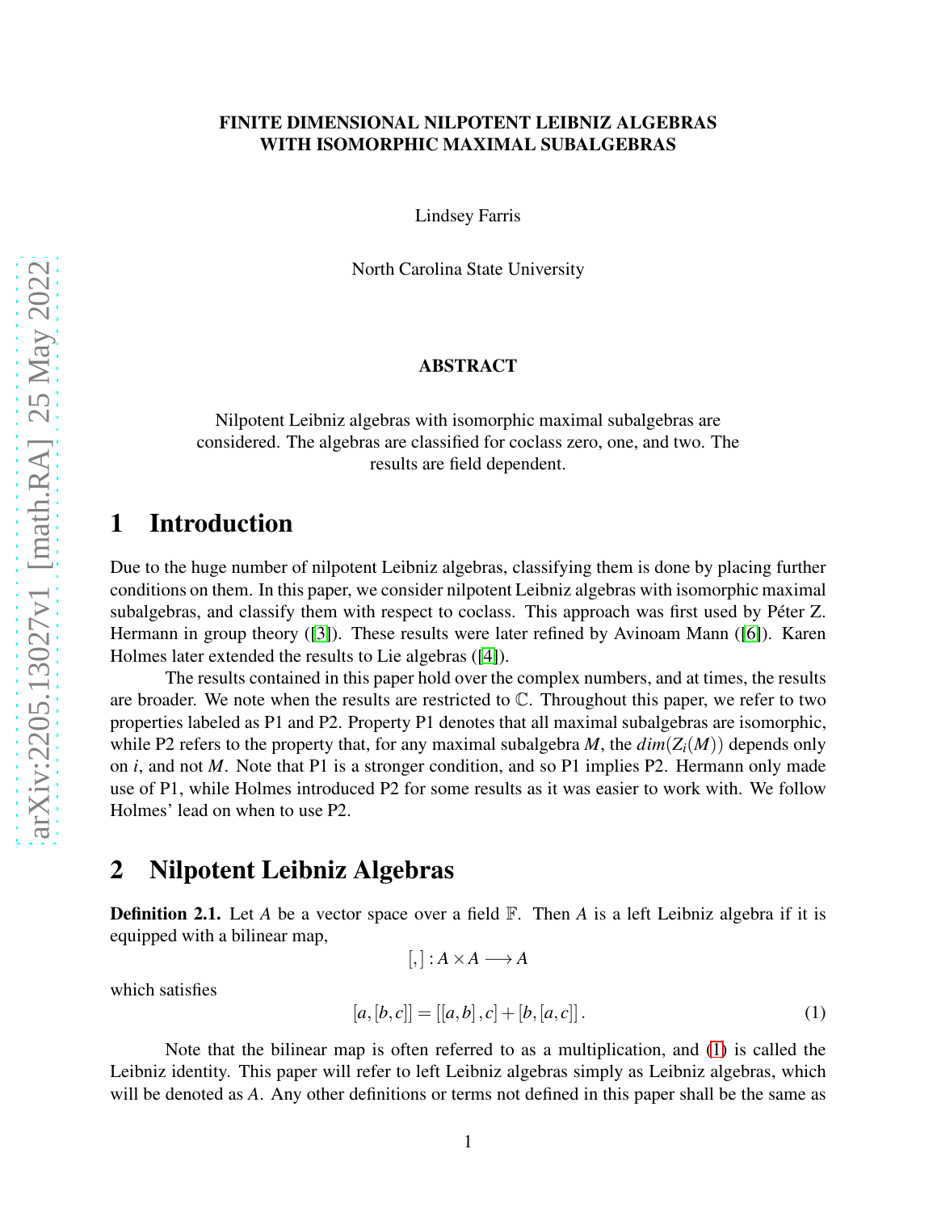# FINITE DIMENSIONAL NILPOTENT LEIBNIZ ALGEBRAS WITH ISOMORPHIC MAXIMAL SUBALGEBRAS

Lindsey Farris

North Carolina State University

## ABSTRACT

Nilpotent Leibniz algebras with isomorphic maximal subalgebras are considered. The algebras are classified for coclass zero, one, and two. The results are field dependent.

## 1 Introduction

Due to the huge number of nilpotent Leibniz algebras, classifying them is done by placing further conditions on them. In this paper, we consider nilpotent Leibniz algebras with isomorphic maximal subalgebras, and classify them with respect to coclass. This approach was first used by Péter Z. Hermann in group theory ([3]). These results were later refined by Avinoam Mann ([6]). Karen Holmes later extended the results to Lie algebras ([4]).

The results contained in this paper hold over the complex numbers, and at times, the results are broader. We note when the results are restricted to $\mathbb{C}$. Throughout this paper, we refer to two properties labeled as P1 and P2. Property P1 denotes that all maximal subalgebras are isomorphic, while P2 refers to the property that, for any maximal subalgebra $M$, the $dim(Z_i(M))$ depends only on $i$, and not $M$. Note that P1 is a stronger condition, and so P1 implies P2. Hermann only made use of P1, while Holmes introduced P2 for some results as it was easier to work with. We follow Holmes' lead on when to use P2.

## 2 Nilpotent Leibniz Algebras

**Definition 2.1.** Let $A$ be a vector space over a field $\mathbb{F}$. Then $A$ is a left Leibniz algebra if it is equipped with a bilinear map,

$$[,]: A \times A \longrightarrow A$$

which satisfies

$$[a,[b,c]] = [[a,b],c] + [b,[a,c]]. \tag{1}$$

Note that the bilinear map is often referred to as a multiplication, and (1) is called the Leibniz identity. This paper will refer to left Leibniz algebras simply as Leibniz algebras, which will be denoted as $A$. Any other definitions or terms not defined in this paper shall be the same as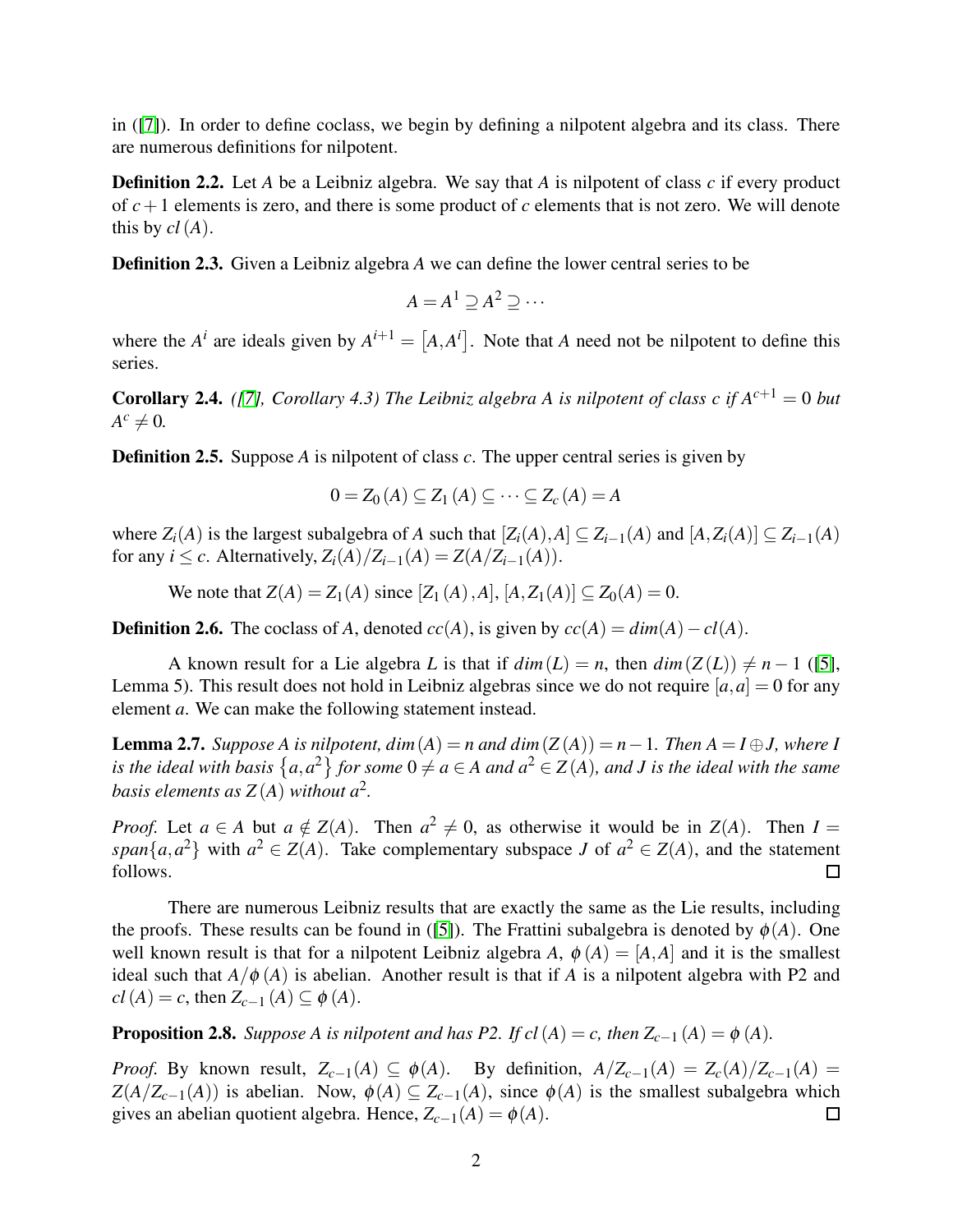in ([7]). In order to define coclass, we begin by defining a nilpotent algebra and its class. There are numerous definitions for nilpotent.

**Definition 2.2.** Let $A$ be a Leibniz algebra. We say that $A$ is nilpotent of class $c$ if every product of $c+1$ elements is zero, and there is some product of $c$ elements that is not zero. We will denote this by $cl(A)$.

**Definition 2.3.** Given a Leibniz algebra $A$ we can define the lower central series to be

$$A = A^1 \supseteq A^2 \supseteq \cdots$$

where the $A^i$ are ideals given by $A^{i+1} = \left[A, A^i\right]$. Note that $A$ need not be nilpotent to define this series.

**Corollary 2.4.** *([7], Corollary 4.3) The Leibniz algebra A is nilpotent of class c if $A^{c+1} = 0$ but $A^c \neq 0$.*

**Definition 2.5.** Suppose $A$ is nilpotent of class $c$. The upper central series is given by

$$0 = Z_0(A) \subseteq Z_1(A) \subseteq \cdots \subseteq Z_c(A) = A$$

where $Z_i(A)$ is the largest subalgebra of $A$ such that $[Z_i(A), A] \subseteq Z_{i-1}(A)$ and $[A, Z_i(A)] \subseteq Z_{i-1}(A)$ for any $i \leq c$. Alternatively, $Z_i(A)/Z_{i-1}(A) = Z(A/Z_{i-1}(A))$.

We note that $Z(A) = Z_1(A)$ since $[Z_1(A), A]$, $[A, Z_1(A)] \subseteq Z_0(A) = 0$.

**Definition 2.6.** The coclass of $A$, denoted $cc(A)$, is given by $cc(A) = dim(A) - cl(A)$.

A known result for a Lie algebra $L$ is that if $dim(L) = n$, then $dim(Z(L)) \neq n-1$ ([5], Lemma 5). This result does not hold in Leibniz algebras since we do not require $[a,a] = 0$ for any element $a$. We can make the following statement instead.

**Lemma 2.7.** *Suppose A is nilpotent, $dim(A) = n$ and $dim(Z(A)) = n-1$. Then $A = I \oplus J$, where I is the ideal with basis $\left\{a, a^2\right\}$ for some $0 \neq a \in A$ and $a^2 \in Z(A)$, and J is the ideal with the same basis elements as $Z(A)$ without $a^2$.*

*Proof.* Let $a \in A$ but $a \notin Z(A)$. Then $a^2 \neq 0$, as otherwise it would be in $Z(A)$. Then $I = span\{a, a^2\}$ with $a^2 \in Z(A)$. Take complementary subspace $J$ of $a^2 \in Z(A)$, and the statement follows. ☐

There are numerous Leibniz results that are exactly the same as the Lie results, including the proofs. These results can be found in ([5]). The Frattini subalgebra is denoted by $\phi(A)$. One well known result is that for a nilpotent Leibniz algebra $A$, $\phi(A) = [A,A]$ and it is the smallest ideal such that $A/\phi(A)$ is abelian. Another result is that if $A$ is a nilpotent algebra with P2 and $cl(A) = c$, then $Z_{c-1}(A) \subseteq \phi(A)$.

**Proposition 2.8.** *Suppose A is nilpotent and has P2. If $cl(A) = c$, then $Z_{c-1}(A) = \phi(A)$.*

*Proof.* By known result, $Z_{c-1}(A) \subseteq \phi(A)$. By definition, $A/Z_{c-1}(A) = Z_c(A)/Z_{c-1}(A) = Z(A/Z_{c-1}(A))$ is abelian. Now, $\phi(A) \subseteq Z_{c-1}(A)$, since $\phi(A)$ is the smallest subalgebra which gives an abelian quotient algebra. Hence, $Z_{c-1}(A) = \phi(A)$. ☐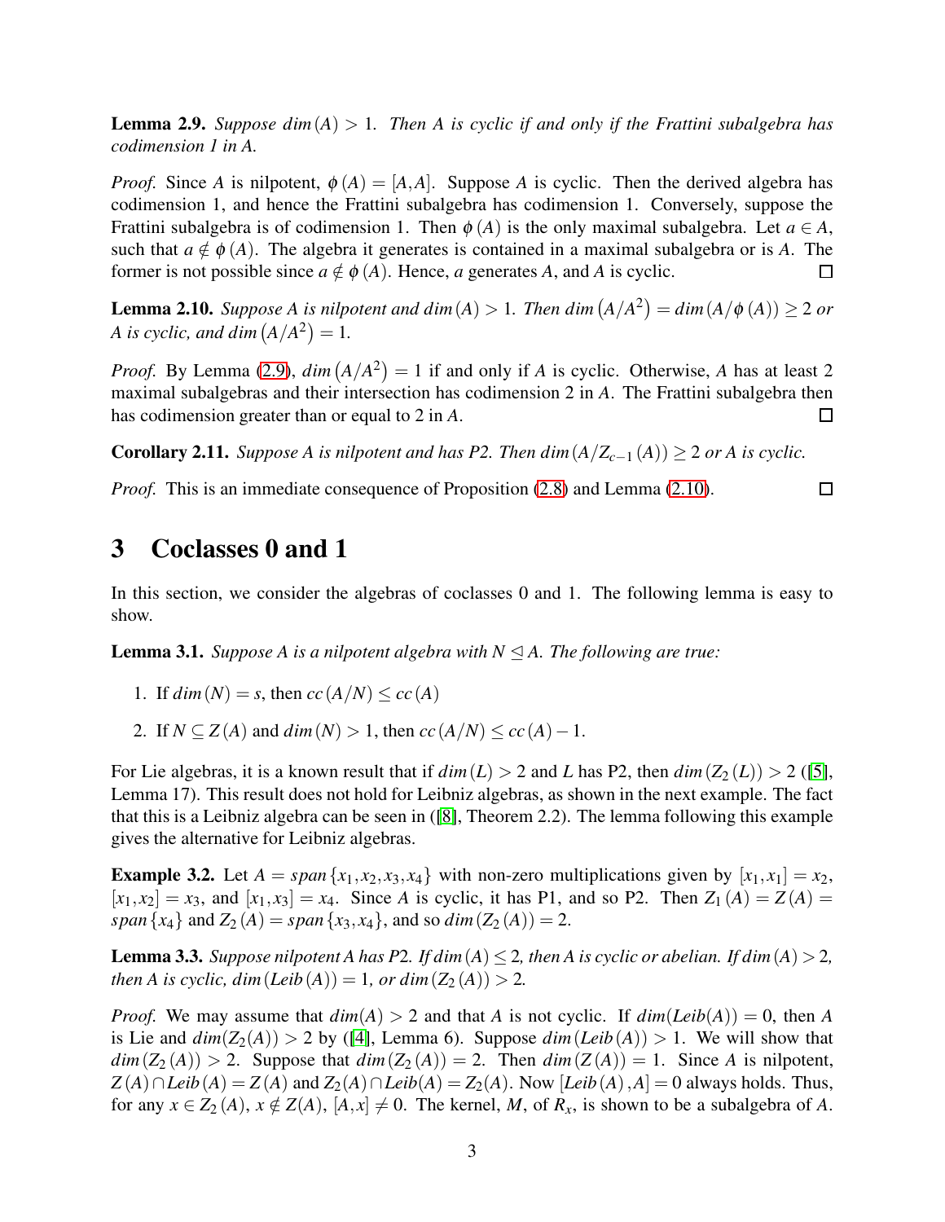**Lemma 2.9.** *Suppose $dim(A) > 1$. Then $A$ is cyclic if and only if the Frattini subalgebra has codimension 1 in $A$.*

*Proof.* Since $A$ is nilpotent, $\phi(A) = [A,A]$. Suppose $A$ is cyclic. Then the derived algebra has codimension 1, and hence the Frattini subalgebra has codimension 1. Conversely, suppose the Frattini subalgebra is of codimension 1. Then $\phi(A)$ is the only maximal subalgebra. Let $a \in A$, such that $a \notin \phi(A)$. The algebra it generates is contained in a maximal subalgebra or is $A$. The former is not possible since $a \notin \phi(A)$. Hence, $a$ generates $A$, and $A$ is cyclic. □

**Lemma 2.10.** *Suppose $A$ is nilpotent and $dim(A) > 1$. Then $dim(A/A^2) = dim(A/\phi(A)) \geq 2$ or $A$ is cyclic, and $dim(A/A^2) = 1$.*

*Proof.* By Lemma (2.9), $dim(A/A^2) = 1$ if and only if $A$ is cyclic. Otherwise, $A$ has at least 2 maximal subalgebras and their intersection has codimension 2 in $A$. The Frattini subalgebra then has codimension greater than or equal to 2 in $A$. □

**Corollary 2.11.** *Suppose $A$ is nilpotent and has P2. Then $dim(A/Z_{c-1}(A)) \geq 2$ or $A$ is cyclic.*

*Proof.* This is an immediate consequence of Proposition (2.8) and Lemma (2.10). □

# 3 Coclasses 0 and 1

In this section, we consider the algebras of coclasses 0 and 1. The following lemma is easy to show.

**Lemma 3.1.** *Suppose $A$ is a nilpotent algebra with $N \trianglelefteq A$. The following are true:*

1. If $dim(N) = s$, then $cc(A/N) \leq cc(A)$
2. If $N \subseteq Z(A)$ and $dim(N) > 1$, then $cc(A/N) \leq cc(A) - 1$.

For Lie algebras, it is a known result that if $dim(L) > 2$ and $L$ has P2, then $dim(Z_2(L)) > 2$ ([5], Lemma 17). This result does not hold for Leibniz algebras, as shown in the next example. The fact that this is a Leibniz algebra can be seen in ([8], Theorem 2.2). The lemma following this example gives the alternative for Leibniz algebras.

**Example 3.2.** Let $A = span\{x_1, x_2, x_3, x_4\}$ with non-zero multiplications given by $[x_1, x_1] = x_2$, $[x_1, x_2] = x_3$, and $[x_1, x_3] = x_4$. Since $A$ is cyclic, it has P1, and so P2. Then $Z_1(A) = Z(A) = span\{x_4\}$ and $Z_2(A) = span\{x_3, x_4\}$, and so $dim(Z_2(A)) = 2$.

**Lemma 3.3.** *Suppose nilpotent $A$ has P2. If $dim(A) \leq 2$, then $A$ is cyclic or abelian. If $dim(A) > 2$, then $A$ is cyclic, $dim(Leib(A)) = 1$, or $dim(Z_2(A)) > 2$.*

*Proof.* We may assume that $dim(A) > 2$ and that $A$ is not cyclic. If $dim(Leib(A)) = 0$, then $A$ is Lie and $dim(Z_2(A)) > 2$ by ([4], Lemma 6). Suppose $dim(Leib(A)) > 1$. We will show that $dim(Z_2(A)) > 2$. Suppose that $dim(Z_2(A)) = 2$. Then $dim(Z(A)) = 1$. Since $A$ is nilpotent, $Z(A) \cap Leib(A) = Z(A)$ and $Z_2(A) \cap Leib(A) = Z_2(A)$. Now $[Leib(A), A] = 0$ always holds. Thus, for any $x \in Z_2(A)$, $x \notin Z(A)$, $[A, x] \neq 0$. The kernel, $M$, of $R_x$, is shown to be a subalgebra of $A$.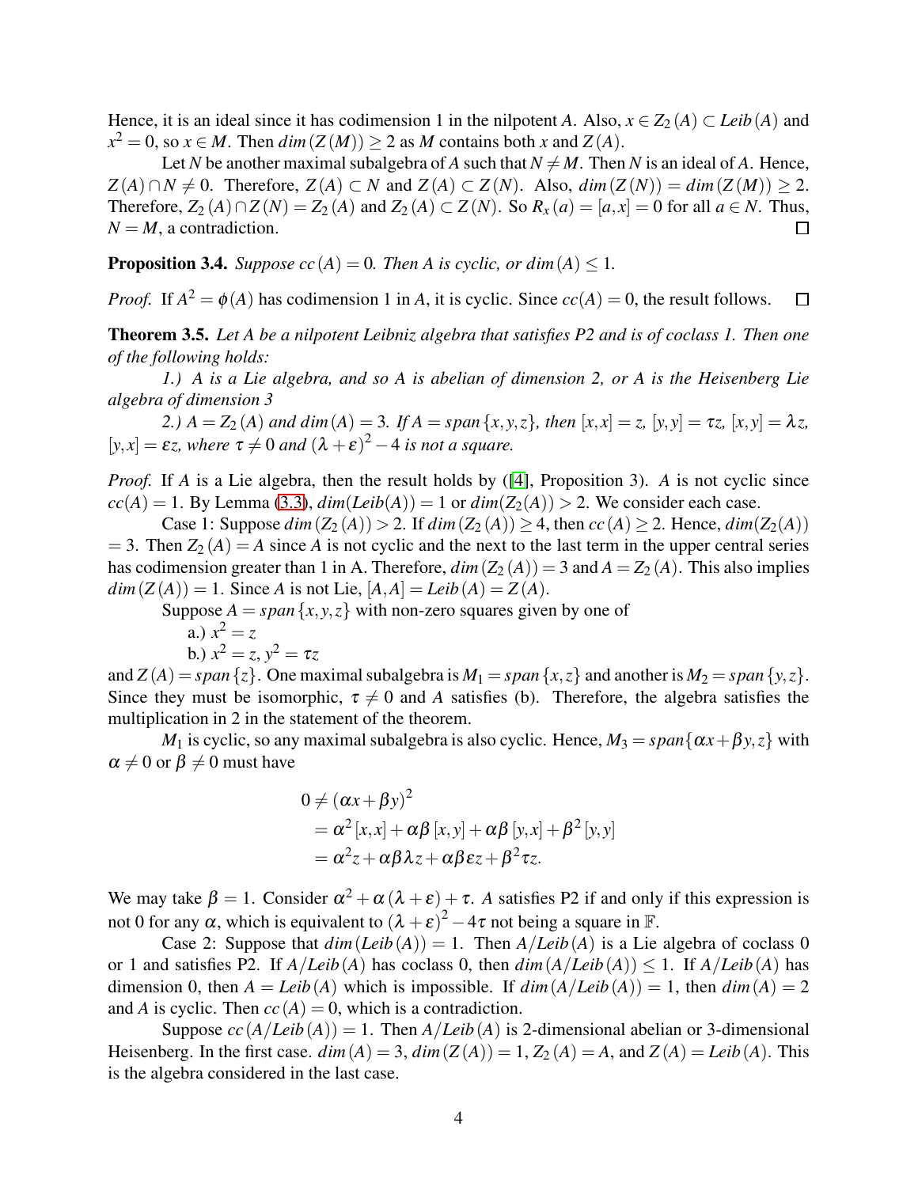Hence, it is an ideal since it has codimension 1 in the nilpotent $A$. Also, $x \in Z_2(A) \subset Leib(A)$ and $x^2 = 0$, so $x \in M$. Then $dim(Z(M)) \geq 2$ as $M$ contains both $x$ and $Z(A)$.

Let $N$ be another maximal subalgebra of $A$ such that $N \neq M$. Then $N$ is an ideal of $A$. Hence, $Z(A) \cap N \neq 0$. Therefore, $Z(A) \subset N$ and $Z(A) \subset Z(N)$. Also, $dim(Z(N)) = dim(Z(M)) \geq 2$. Therefore, $Z_2(A) \cap Z(N) = Z_2(A)$ and $Z_2(A) \subset Z(N)$. So $R_x(a) = [a,x] = 0$ for all $a \in N$. Thus, $N = M$, a contradiction. □

**Proposition 3.4.** *Suppose $cc(A) = 0$. Then $A$ is cyclic, or $dim(A) \leq 1$.*

*Proof.* If $A^2 = \phi(A)$ has codimension 1 in $A$, it is cyclic. Since $cc(A) = 0$, the result follows. □

**Theorem 3.5.** *Let $A$ be a nilpotent Leibniz algebra that satisfies P2 and is of coclass 1. Then one of the following holds:*

*1.) $A$ is a Lie algebra, and so $A$ is abelian of dimension 2, or $A$ is the Heisenberg Lie algebra of dimension 3*

*2.) $A = Z_2(A)$ and $dim(A) = 3$. If $A = span\{x,y,z\}$, then $[x,x] = z$, $[y,y] = \tau z$, $[x,y] = \lambda z$, $[y,x] = \varepsilon z$, where $\tau \neq 0$ and $(\lambda + \varepsilon)^2 - 4$ is not a square.*

*Proof.* If $A$ is a Lie algebra, then the result holds by ([4], Proposition 3). $A$ is not cyclic since $cc(A) = 1$. By Lemma (3.3), $dim(Leib(A)) = 1$ or $dim(Z_2(A)) > 2$. We consider each case.

Case 1: Suppose $dim(Z_2(A)) > 2$. If $dim(Z_2(A)) \geq 4$, then $cc(A) \geq 2$. Hence, $dim(Z_2(A)) = 3$. Then $Z_2(A) = A$ since $A$ is not cyclic and the next to the last term in the upper central series has codimension greater than 1 in A. Therefore, $dim(Z_2(A)) = 3$ and $A = Z_2(A)$. This also implies $dim(Z(A)) = 1$. Since $A$ is not Lie, $[A,A] = Leib(A) = Z(A)$.

Suppose $A = span\{x,y,z\}$ with non-zero squares given by one of

a.) $x^2 = z$

b.) $x^2 = z$, $y^2 = \tau z$

and $Z(A) = span\{z\}$. One maximal subalgebra is $M_1 = span\{x,z\}$ and another is $M_2 = span\{y,z\}$. Since they must be isomorphic, $\tau \neq 0$ and $A$ satisfies (b). Therefore, the algebra satisfies the multiplication in 2 in the statement of the theorem.

$M_1$ is cyclic, so any maximal subalgebra is also cyclic. Hence, $M_3 = span\{\alpha x + \beta y, z\}$ with $\alpha \neq 0$ or $\beta \neq 0$ must have

$$
\begin{aligned}
0 &\neq (\alpha x + \beta y)^2 \\
&= \alpha^2 [x,x] + \alpha\beta [x,y] + \alpha\beta [y,x] + \beta^2 [y,y] \\
&= \alpha^2 z + \alpha\beta\lambda z + \alpha\beta\varepsilon z + \beta^2 \tau z.
\end{aligned}
$$

We may take $\beta = 1$. Consider $\alpha^2 + \alpha(\lambda + \varepsilon) + \tau$. $A$ satisfies P2 if and only if this expression is not 0 for any $\alpha$, which is equivalent to $(\lambda + \varepsilon)^2 - 4\tau$ not being a square in $\mathbb{F}$.

Case 2: Suppose that $dim(Leib(A)) = 1$. Then $A/Leib(A)$ is a Lie algebra of coclass 0 or 1 and satisfies P2. If $A/Leib(A)$ has coclass 0, then $dim(A/Leib(A)) \leq 1$. If $A/Leib(A)$ has dimension 0, then $A = Leib(A)$ which is impossible. If $dim(A/Leib(A)) = 1$, then $dim(A) = 2$ and $A$ is cyclic. Then $cc(A) = 0$, which is a contradiction.

Suppose $cc(A/Leib(A)) = 1$. Then $A/Leib(A)$ is 2-dimensional abelian or 3-dimensional Heisenberg. In the first case. $dim(A) = 3$, $dim(Z(A)) = 1$, $Z_2(A) = A$, and $Z(A) = Leib(A)$. This is the algebra considered in the last case.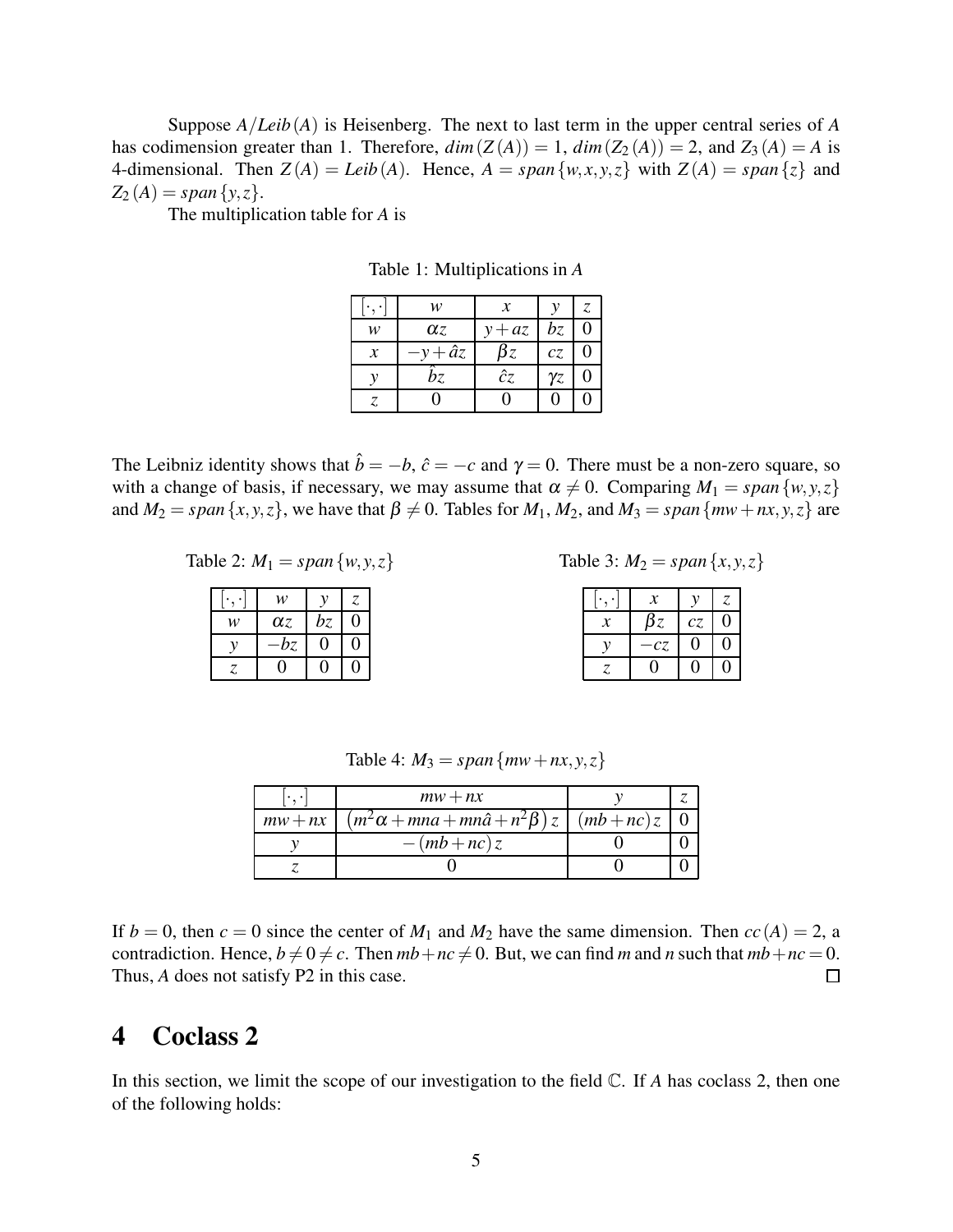Suppose $A/Leib(A)$ is Heisenberg. The next to last term in the upper central series of $A$ has codimension greater than 1. Therefore, $dim(Z(A)) = 1$, $dim(Z_2(A)) = 2$, and $Z_3(A) = A$ is 4-dimensional. Then $Z(A) = Leib(A)$. Hence, $A = span\{w, x, y, z\}$ with $Z(A) = span\{z\}$ and $Z_2(A) = span\{y, z\}$.

The multiplication table for $A$ is

Table 1: Multiplications in $A$

| $[\cdot,\cdot]$ | $w$ | $x$ | $y$ | $z$ |
|---|---|---|---|---|
| $w$ | $\alpha z$ | $y + az$ | $bz$ | 0 |
| $x$ | $-y + \hat{a}z$ | $\beta z$ | $cz$ | 0 |
| $y$ | $\hat{b}z$ | $\hat{c}z$ | $\gamma z$ | 0 |
| $z$ | 0 | 0 | 0 | 0 |

The Leibniz identity shows that $\hat{b} = -b$, $\hat{c} = -c$ and $\gamma = 0$. There must be a non-zero square, so with a change of basis, if necessary, we may assume that $\alpha \neq 0$. Comparing $M_1 = span\{w, y, z\}$ and $M_2 = span\{x, y, z\}$, we have that $\beta \neq 0$. Tables for $M_1$, $M_2$, and $M_3 = span\{mw + nx, y, z\}$ are

Table 2: $M_1 = span\{w, y, z\}$

| $[\cdot,\cdot]$ | $w$ | $y$ | $z$ |
|---|---|---|---|
| $w$ | $\alpha z$ | $bz$ | 0 |
| $y$ | $-bz$ | 0 | 0 |
| $z$ | 0 | 0 | 0 |

Table 3: $M_2 = span\{x, y, z\}$

| $[\cdot,\cdot]$ | $x$ | $y$ | $z$ |
|---|---|---|---|
| $x$ | $\beta z$ | $cz$ | 0 |
| $y$ | $-cz$ | 0 | 0 |
| $z$ | 0 | 0 | 0 |

Table 4: $M_3 = span\{mw + nx, y, z\}$

| $[\cdot,\cdot]$ | $mw + nx$ | $y$ | $z$ |
|---|---|---|---|
| $mw + nx$ | $(m^2\alpha + mna + mn\hat{a} + n^2\beta)z$ | $(mb + nc)z$ | 0 |
| $y$ | $-(mb + nc)z$ | 0 | 0 |
| $z$ | 0 | 0 | 0 |

If $b = 0$, then $c = 0$ since the center of $M_1$ and $M_2$ have the same dimension. Then $cc(A) = 2$, a contradiction. Hence, $b \neq 0 \neq c$. Then $mb + nc \neq 0$. But, we can find $m$ and $n$ such that $mb + nc = 0$. Thus, $A$ does not satisfy P2 in this case. □

# 4 Coclass 2

In this section, we limit the scope of our investigation to the field $\mathbb{C}$. If $A$ has coclass 2, then one of the following holds: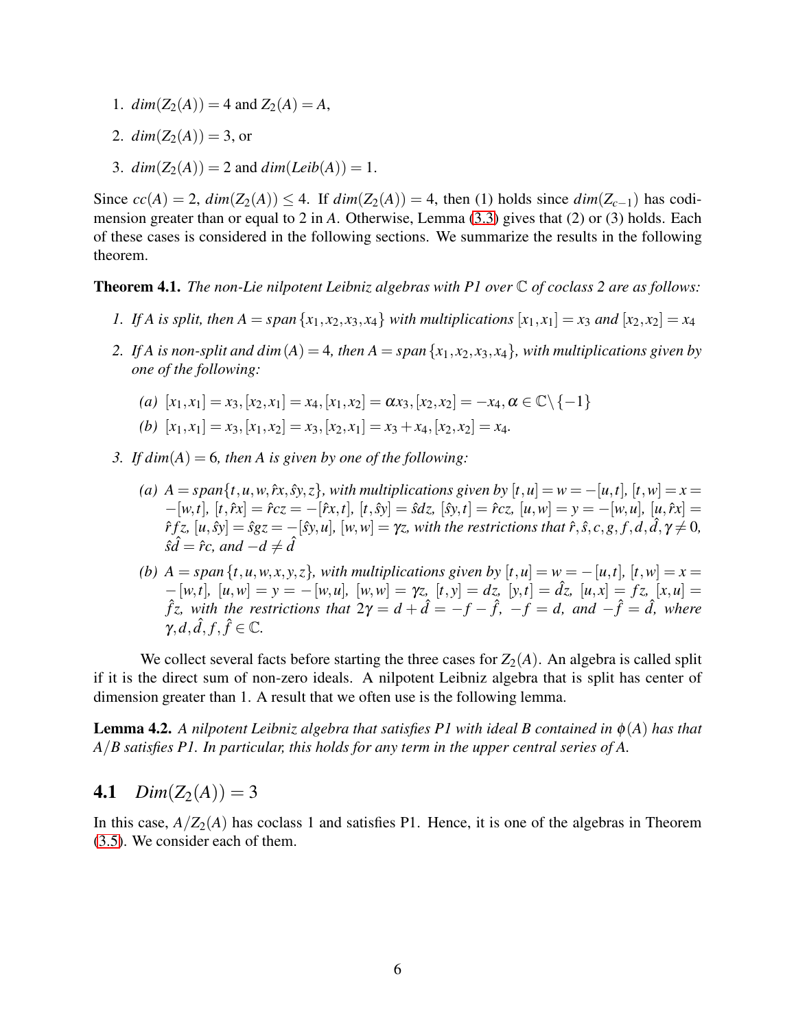1. $dim(Z_2(A)) = 4$ and $Z_2(A) = A$,
2. $dim(Z_2(A)) = 3$, or
3. $dim(Z_2(A)) = 2$ and $dim(Leib(A)) = 1$.

Since $cc(A) = 2$, $dim(Z_2(A)) \leq 4$. If $dim(Z_2(A)) = 4$, then (1) holds since $dim(Z_{c-1})$ has codimension greater than or equal to 2 in $A$. Otherwise, Lemma (3.3) gives that (2) or (3) holds. Each of these cases is considered in the following sections. We summarize the results in the following theorem.

**Theorem 4.1.** *The non-Lie nilpotent Leibniz algebras with P1 over $\mathbb{C}$ of coclass 2 are as follows:*

1. *If $A$ is split, then $A = span\{x_1, x_2, x_3, x_4\}$ with multiplications $[x_1, x_1] = x_3$ and $[x_2, x_2] = x_4$*
2. *If $A$ is non-split and $dim(A) = 4$, then $A = span\{x_1, x_2, x_3, x_4\}$, with multiplications given by one of the following:*
   - *(a) $[x_1, x_1] = x_3, [x_2, x_1] = x_4, [x_1, x_2] = \alpha x_3, [x_2, x_2] = -x_4, \alpha \in \mathbb{C} \setminus \{-1\}$*
   - *(b) $[x_1, x_1] = x_3, [x_1, x_2] = x_3, [x_2, x_1] = x_3 + x_4, [x_2, x_2] = x_4$.*
3. *If $dim(A) = 6$, then $A$ is given by one of the following:*
   - *(a) $A = span\{t, u, w, \hat{r}x, \hat{s}y, z\}$, with multiplications given by $[t,u] = w = -[u,t]$, $[t,w] = x = -[w,t]$, $[t, \hat{r}x] = \hat{r}cz = -[\hat{r}x, t]$, $[t, \hat{s}y] = \hat{s}dz$, $[\hat{s}y, t] = \hat{r}cz$, $[u,w] = y = -[w,u]$, $[u, \hat{r}x] = \hat{r}fz$, $[u, \hat{s}y] = \hat{s}gz = -[\hat{s}y, u]$, $[w,w] = \gamma z$, with the restrictions that $\hat{r}, \hat{s}, c, g, f, d, \hat{d}, \gamma \neq 0$, $\hat{s}\hat{d} = \hat{r}c$, and $-d \neq \hat{d}$*
   - *(b) $A = span\{t, u, w, x, y, z\}$, with multiplications given by $[t,u] = w = -[u,t]$, $[t,w] = x = -[w,t]$, $[u,w] = y = -[w,u]$, $[w,w] = \gamma z$, $[t,y] = dz$, $[y,t] = \hat{d}z$, $[u,x] = fz$, $[x,u] = \hat{f}z$, with the restrictions that $2\gamma = d + \hat{d} = -f - \hat{f}$, $-f = d$, and $-\hat{f} = \hat{d}$, where $\gamma, d, \hat{d}, f, \hat{f} \in \mathbb{C}$.*

We collect several facts before starting the three cases for $Z_2(A)$. An algebra is called split if it is the direct sum of non-zero ideals. A nilpotent Leibniz algebra that is split has center of dimension greater than 1. A result that we often use is the following lemma.

**Lemma 4.2.** *A nilpotent Leibniz algebra that satisfies P1 with ideal $B$ contained in $\phi(A)$ has that $A/B$ satisfies P1. In particular, this holds for any term in the upper central series of $A$.*

## 4.1 $Dim(Z_2(A)) = 3$

In this case, $A/Z_2(A)$ has coclass 1 and satisfies P1. Hence, it is one of the algebras in Theorem (3.5). We consider each of them.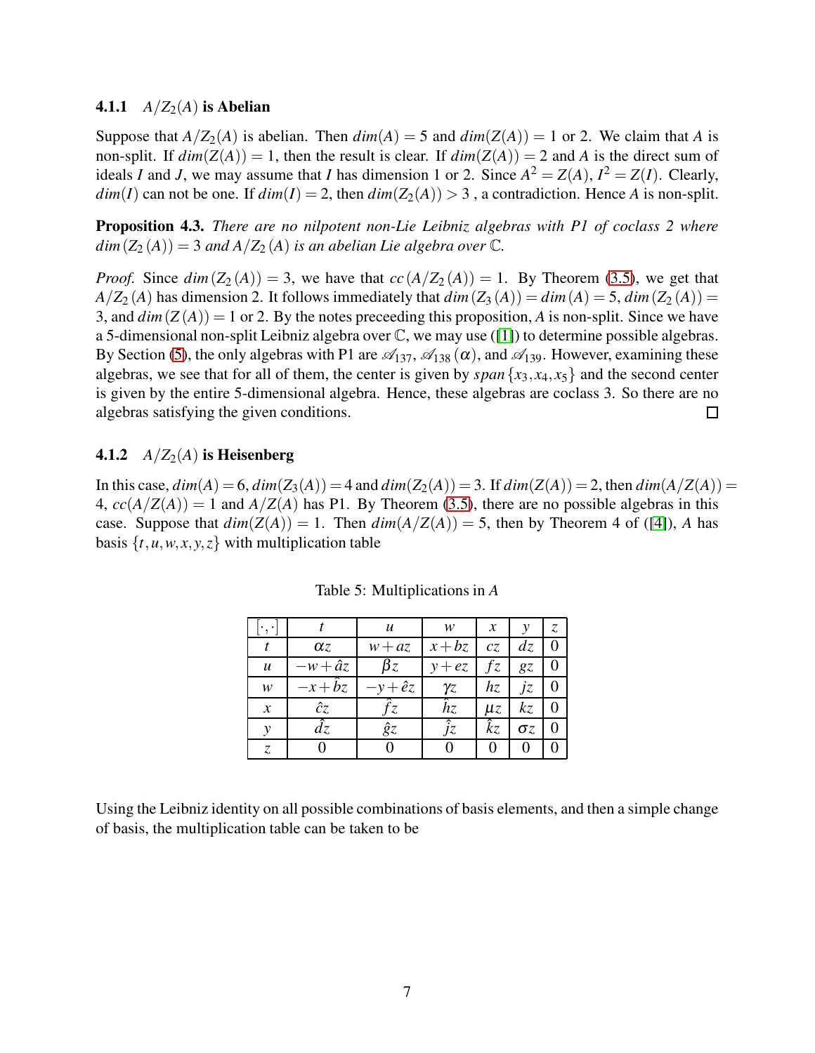### 4.1.1 $A/Z_2(A)$ is Abelian

Suppose that $A/Z_2(A)$ is abelian. Then $dim(A) = 5$ and $dim(Z(A)) = 1$ or 2. We claim that $A$ is non-split. If $dim(Z(A)) = 1$, then the result is clear. If $dim(Z(A)) = 2$ and $A$ is the direct sum of ideals $I$ and $J$, we may assume that $I$ has dimension 1 or 2. Since $A^2 = Z(A)$, $I^2 = Z(I)$. Clearly, $dim(I)$ can not be one. If $dim(I) = 2$, then $dim(Z_2(A)) > 3$ , a contradiction. Hence $A$ is non-split.

**Proposition 4.3.** *There are no nilpotent non-Lie Leibniz algebras with P1 of coclass 2 where $dim(Z_2(A)) = 3$ and $A/Z_2(A)$ is an abelian Lie algebra over $\mathbb{C}$.*

*Proof.* Since $dim(Z_2(A)) = 3$, we have that $cc(A/Z_2(A)) = 1$. By Theorem (3.5), we get that $A/Z_2(A)$ has dimension 2. It follows immediately that $dim(Z_3(A)) = dim(A) = 5$, $dim(Z_2(A)) = 3$, and $dim(Z(A)) = 1$ or 2. By the notes preceeding this proposition, $A$ is non-split. Since we have a 5-dimensional non-split Leibniz algebra over $\mathbb{C}$, we may use ([1]) to determine possible algebras. By Section (5), the only algebras with P1 are $\mathscr{A}_{137}$, $\mathscr{A}_{138}(\alpha)$, and $\mathscr{A}_{139}$. However, examining these algebras, we see that for all of them, the center is given by $span\{x_3, x_4, x_5\}$ and the second center is given by the entire 5-dimensional algebra. Hence, these algebras are coclass 3. So there are no algebras satisfying the given conditions. □

### 4.1.2 $A/Z_2(A)$ is Heisenberg

In this case, $dim(A) = 6$, $dim(Z_3(A)) = 4$ and $dim(Z_2(A)) = 3$. If $dim(Z(A)) = 2$, then $dim(A/Z(A)) = 4$, $cc(A/Z(A)) = 1$ and $A/Z(A)$ has P1. By Theorem (3.5), there are no possible algebras in this case. Suppose that $dim(Z(A)) = 1$. Then $dim(A/Z(A)) = 5$, then by Theorem 4 of ([4]), $A$ has basis $\{t, u, w, x, y, z\}$ with multiplication table

Table 5: Multiplications in $A$

| $[\cdot,\cdot]$ | $t$ | $u$ | $w$ | $x$ | $y$ | $z$ |
|---|---|---|---|---|---|---|
| $t$ | $\alpha z$ | $w + az$ | $x + bz$ | $cz$ | $dz$ | 0 |
| $u$ | $-w + \hat{a}z$ | $\beta z$ | $y + ez$ | $fz$ | $gz$ | 0 |
| $w$ | $-x + \hat{b}z$ | $-y + \hat{e}z$ | $\gamma z$ | $hz$ | $jz$ | 0 |
| $x$ | $\hat{c}z$ | $\hat{f}z$ | $\hat{h}z$ | $\mu z$ | $kz$ | 0 |
| $y$ | $\hat{d}z$ | $\hat{g}z$ | $\hat{j}z$ | $\hat{k}z$ | $\sigma z$ | 0 |
| $z$ | 0 | 0 | 0 | 0 | 0 | 0 |

Using the Leibniz identity on all possible combinations of basis elements, and then a simple change of basis, the multiplication table can be taken to be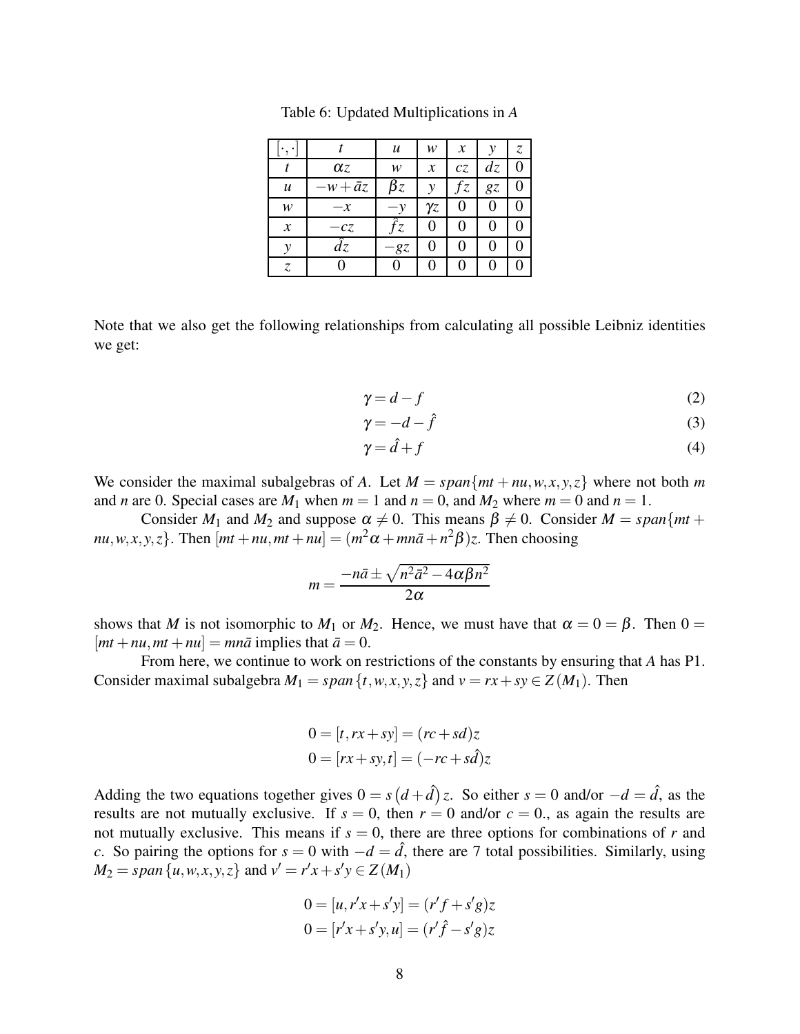Table 6: Updated Multiplications in $A$

| $[\cdot,\cdot]$ | $t$ | $u$ | $w$ | $x$ | $y$ | $z$ |
|---|---|---|---|---|---|---|
| $t$ | $\alpha z$ | $w$ | $x$ | $cz$ | $dz$ | $0$ |
| $u$ | $-w+\bar{a}z$ | $\beta z$ | $y$ | $fz$ | $gz$ | $0$ |
| $w$ | $-x$ | $-y$ | $\gamma z$ | $0$ | $0$ | $0$ |
| $x$ | $-cz$ | $\hat{f}z$ | $0$ | $0$ | $0$ | $0$ |
| $y$ | $\hat{d}z$ | $-gz$ | $0$ | $0$ | $0$ | $0$ |
| $z$ | $0$ | $0$ | $0$ | $0$ | $0$ | $0$ |

Note that we also get the following relationships from calculating all possible Leibniz identities we get:

$$\gamma = d - f \tag{2}$$

$$\gamma = -d - \hat{f} \tag{3}$$

$$\gamma = \hat{d} + f \tag{4}$$

We consider the maximal subalgebras of $A$. Let $M = span\{mt+nu, w, x, y, z\}$ where not both $m$ and $n$ are 0. Special cases are $M_1$ when $m = 1$ and $n = 0$, and $M_2$ where $m = 0$ and $n = 1$.

Consider $M_1$ and $M_2$ and suppose $\alpha \neq 0$. This means $\beta \neq 0$. Consider $M = span\{mt+nu, w, x, y, z\}$. Then $[mt+nu, mt+nu] = (m^2\alpha + mn\bar{a} + n^2\beta)z$. Then choosing

$$m = \frac{-n\bar{a} \pm \sqrt{n^2\bar{a}^2 - 4\alpha\beta n^2}}{2\alpha}$$

shows that $M$ is not isomorphic to $M_1$ or $M_2$. Hence, we must have that $\alpha = 0 = \beta$. Then $0 = [mt+nu, mt+nu] = mn\bar{a}$ implies that $\bar{a} = 0$.

From here, we continue to work on restrictions of the constants by ensuring that $A$ has P1. Consider maximal subalgebra $M_1 = span\{t, w, x, y, z\}$ and $v = rx + sy \in Z(M_1)$. Then

$$0 = [t, rx+sy] = (rc+sd)z$$
$$0 = [rx+sy, t] = (-rc+s\hat{d})z$$

Adding the two equations together gives $0 = s\left(d+\hat{d}\right)z$. So either $s = 0$ and/or $-d = \hat{d}$, as the results are not mutually exclusive. If $s = 0$, then $r = 0$ and/or $c = 0$., as again the results are not mutually exclusive. This means if $s = 0$, there are three options for combinations of $r$ and $c$. So pairing the options for $s = 0$ with $-d = \hat{d}$, there are 7 total possibilities. Similarly, using $M_2 = span\{u, w, x, y, z\}$ and $v' = r'x + s'y \in Z(M_1)$

$$0 = [u, r'x+s'y] = (r'f+s'g)z$$
$$0 = [r'x+s'y, u] = (r'\hat{f}-s'g)z$$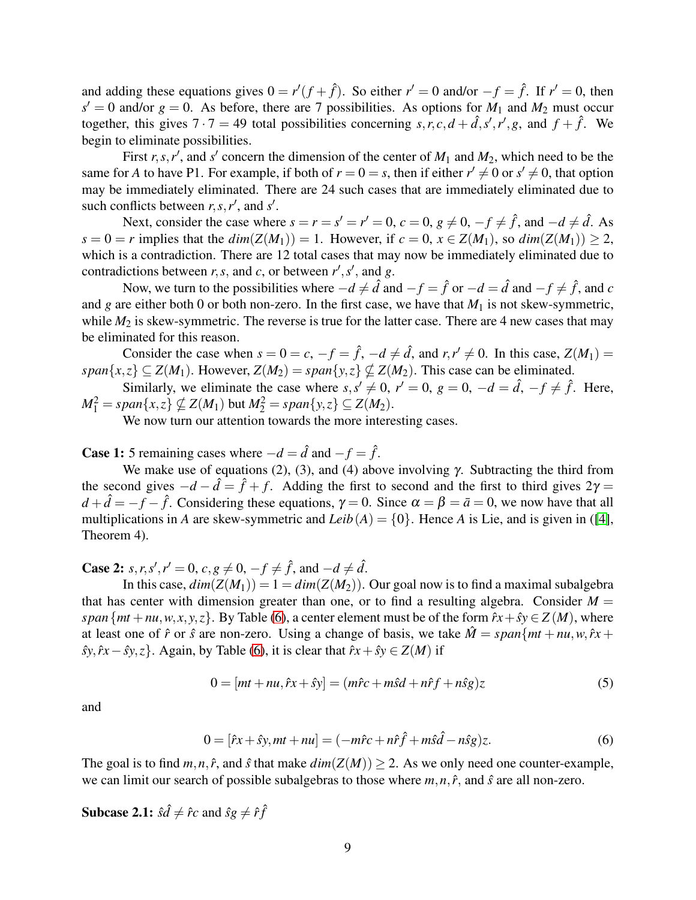and adding these equations gives $0 = r'(f + \hat{f})$. So either $r' = 0$ and/or $-f = \hat{f}$. If $r' = 0$, then $s' = 0$ and/or $g = 0$. As before, there are 7 possibilities. As options for $M_1$ and $M_2$ must occur together, this gives $7 \cdot 7 = 49$ total possibilities concerning $s, r, c, d + \hat{d}, s', r', g$, and $f + \hat{f}$. We begin to eliminate possibilities.

First $r, s, r'$, and $s'$ concern the dimension of the center of $M_1$ and $M_2$, which need to be the same for $A$ to have P1. For example, if both of $r = 0 = s$, then if either $r' \neq 0$ or $s' \neq 0$, that option may be immediately eliminated. There are 24 such cases that are immediately eliminated due to such conflicts between $r, s, r'$, and $s'$.

Next, consider the case where $s = r = s' = r' = 0$, $c = 0$, $g \neq 0$, $-f \neq \hat{f}$, and $-d \neq \hat{d}$. As $s = 0 = r$ implies that the $dim(Z(M_1)) = 1$. However, if $c = 0$, $x \in Z(M_1)$, so $dim(Z(M_1)) \geq 2$, which is a contradiction. There are 12 total cases that may now be immediately eliminated due to contradictions between $r, s$, and $c$, or between $r', s'$, and $g$.

Now, we turn to the possibilities where $-d \neq \hat{d}$ and $-f = \hat{f}$ or $-d = \hat{d}$ and $-f \neq \hat{f}$, and $c$ and $g$ are either both 0 or both non-zero. In the first case, we have that $M_1$ is not skew-symmetric, while $M_2$ is skew-symmetric. The reverse is true for the latter case. There are 4 new cases that may be eliminated for this reason.

Consider the case when $s = 0 = c$, $-f = \hat{f}$, $-d \neq \hat{d}$, and $r, r' \neq 0$. In this case, $Z(M_1) = span\{x, z\} \subseteq Z(M_1)$. However, $Z(M_2) = span\{y, z\} \nsubseteq Z(M_2)$. This case can be eliminated.

Similarly, we eliminate the case where $s, s' \neq 0$, $r' = 0$, $g = 0$, $-d = \hat{d}$, $-f \neq \hat{f}$. Here, $M_1^2 = span\{x, z\} \nsubseteq Z(M_1)$ but $M_2^2 = span\{y, z\} \subseteq Z(M_2)$.

We now turn our attention towards the more interesting cases.

**Case 1:** 5 remaining cases where $-d = \hat{d}$ and $-f = \hat{f}$.

We make use of equations (2), (3), and (4) above involving $\gamma$. Subtracting the third from the second gives $-d - \hat{d} = \hat{f} + f$. Adding the first to second and the first to third gives $2\gamma = d + \hat{d} = -f - \hat{f}$. Considering these equations, $\gamma = 0$. Since $\alpha = \beta = \bar{a} = 0$, we now have that all multiplications in $A$ are skew-symmetric and $Leib(A) = \{0\}$. Hence $A$ is Lie, and is given in ([4], Theorem 4).

**Case 2:** $s, r, s', r' = 0$, $c, g \neq 0$, $-f \neq \hat{f}$, and $-d \neq \hat{d}$.

In this case, $dim(Z(M_1)) = 1 = dim(Z(M_2))$. Our goal now is to find a maximal subalgebra that has center with dimension greater than one, or to find a resulting algebra. Consider $M = span\{mt + nu, w, x, y, z\}$. By Table (6), a center element must be of the form $\hat{r}x + \hat{s}y \in Z(M)$, where at least one of $\hat{r}$ or $\hat{s}$ are non-zero. Using a change of basis, we take $\hat{M} = span\{mt + nu, w, \hat{r}x + \hat{s}y, \hat{r}x - \hat{s}y, z\}$. Again, by Table (6), it is clear that $\hat{r}x + \hat{s}y \in Z(M)$ if

$$0 = [mt + nu, \hat{r}x + \hat{s}y] = (m\hat{r}c + m\hat{s}d + n\hat{r}f + n\hat{s}g)z \tag{5}$$

and

$$0 = [\hat{r}x + \hat{s}y, mt + nu] = (-m\hat{r}c + n\hat{r}\hat{f} + m\hat{s}\hat{d} - n\hat{s}g)z. \tag{6}$$

The goal is to find $m, n, \hat{r}$, and $\hat{s}$ that make $dim(Z(M)) \geq 2$. As we only need one counter-example, we can limit our search of possible subalgebras to those where $m, n, \hat{r}$, and $\hat{s}$ are all non-zero.

**Subcase 2.1:** $\hat{s}\hat{d} \neq \hat{r}c$ and $\hat{s}g \neq \hat{r}\hat{f}$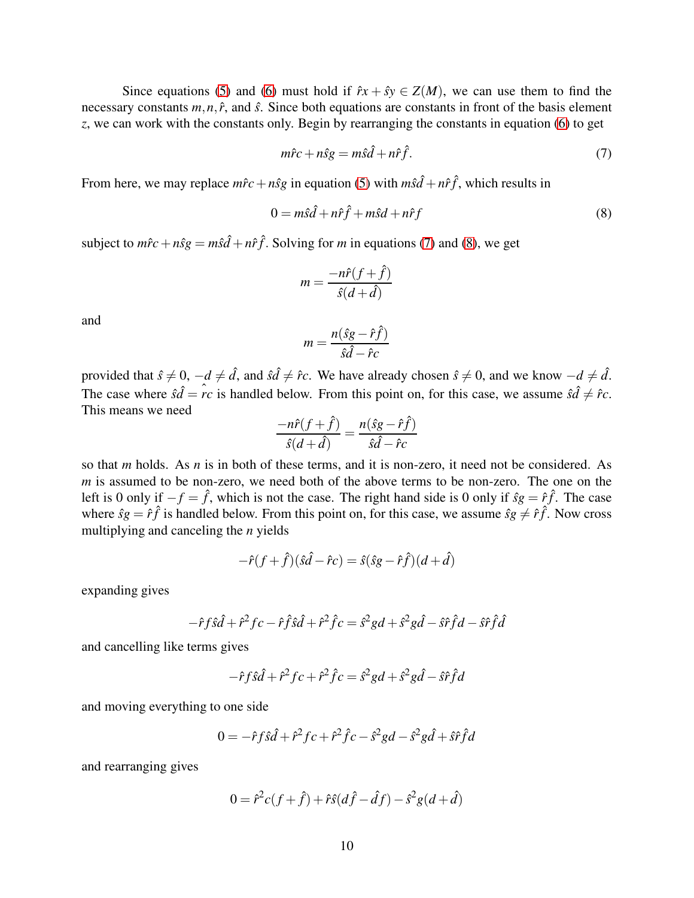Since equations (5) and (6) must hold if $\hat{r}x + \hat{s}y \in Z(M)$, we can use them to find the necessary constants $m, n, \hat{r}$, and $\hat{s}$. Since both equations are constants in front of the basis element $z$, we can work with the constants only. Begin by rearranging the constants in equation (6) to get

$$m\hat{r}c + n\hat{s}g = m\hat{s}\hat{d} + n\hat{r}\hat{f}. \tag{7}$$

From here, we may replace $m\hat{r}c + n\hat{s}g$ in equation (5) with $m\hat{s}\hat{d} + n\hat{r}\hat{f}$, which results in

$$0 = m\hat{s}\hat{d} + n\hat{r}\hat{f} + m\hat{s}d + n\hat{r}f \tag{8}$$

subject to $m\hat{r}c + n\hat{s}g = m\hat{s}\hat{d} + n\hat{r}\hat{f}$. Solving for $m$ in equations (7) and (8), we get

$$m = \frac{-n\hat{r}(f + \hat{f})}{\hat{s}(d + \hat{d})}$$

and

$$m = \frac{n(\hat{s}g - \hat{r}\hat{f})}{\hat{s}\hat{d} - \hat{r}c}$$

provided that $\hat{s} \neq 0$, $-d \neq \hat{d}$, and $\hat{s}\hat{d} \neq \hat{r}c$. We have already chosen $\hat{s} \neq 0$, and we know $-d \neq \hat{d}$. The case where $\hat{s}\hat{d} = \hat{r}c$ is handled below. From this point on, for this case, we assume $\hat{s}\hat{d} \neq \hat{r}c$. This means we need

$$\frac{-n\hat{r}(f + \hat{f})}{\hat{s}(d + \hat{d})} = \frac{n(\hat{s}g - \hat{r}\hat{f})}{\hat{s}\hat{d} - \hat{r}c}$$

so that $m$ holds. As $n$ is in both of these terms, and it is non-zero, it need not be considered. As $m$ is assumed to be non-zero, we need both of the above terms to be non-zero. The one on the left is 0 only if $-f = \hat{f}$, which is not the case. The right hand side is 0 only if $\hat{s}g = \hat{r}\hat{f}$. The case where $\hat{s}g = \hat{r}\hat{f}$ is handled below. From this point on, for this case, we assume $\hat{s}g \neq \hat{r}\hat{f}$. Now cross multiplying and canceling the $n$ yields

$$-\hat{r}(f + \hat{f})(\hat{s}\hat{d} - \hat{r}c) = \hat{s}(\hat{s}g - \hat{r}\hat{f})(d + \hat{d})$$

expanding gives

$$-\hat{r}f\hat{s}\hat{d} + \hat{r}^2 fc - \hat{r}\hat{f}\hat{s}\hat{d} + \hat{r}^2\hat{f}c = \hat{s}^2 gd + \hat{s}^2 g\hat{d} - \hat{s}\hat{r}\hat{f}d - \hat{s}\hat{r}\hat{f}\hat{d}$$

and cancelling like terms gives

$$-\hat{r}f\hat{s}\hat{d} + \hat{r}^2 fc + \hat{r}^2\hat{f}c = \hat{s}^2 gd + \hat{s}^2 g\hat{d} - \hat{s}\hat{r}\hat{f}d$$

and moving everything to one side

$$0 = -\hat{r}f\hat{s}\hat{d} + \hat{r}^2 fc + \hat{r}^2\hat{f}c - \hat{s}^2 gd - \hat{s}^2 g\hat{d} + \hat{s}\hat{r}\hat{f}d$$

and rearranging gives

$$0 = \hat{r}^2 c(f + \hat{f}) + \hat{r}\hat{s}(d\hat{f} - \hat{d}f) - \hat{s}^2 g(d + \hat{d})$$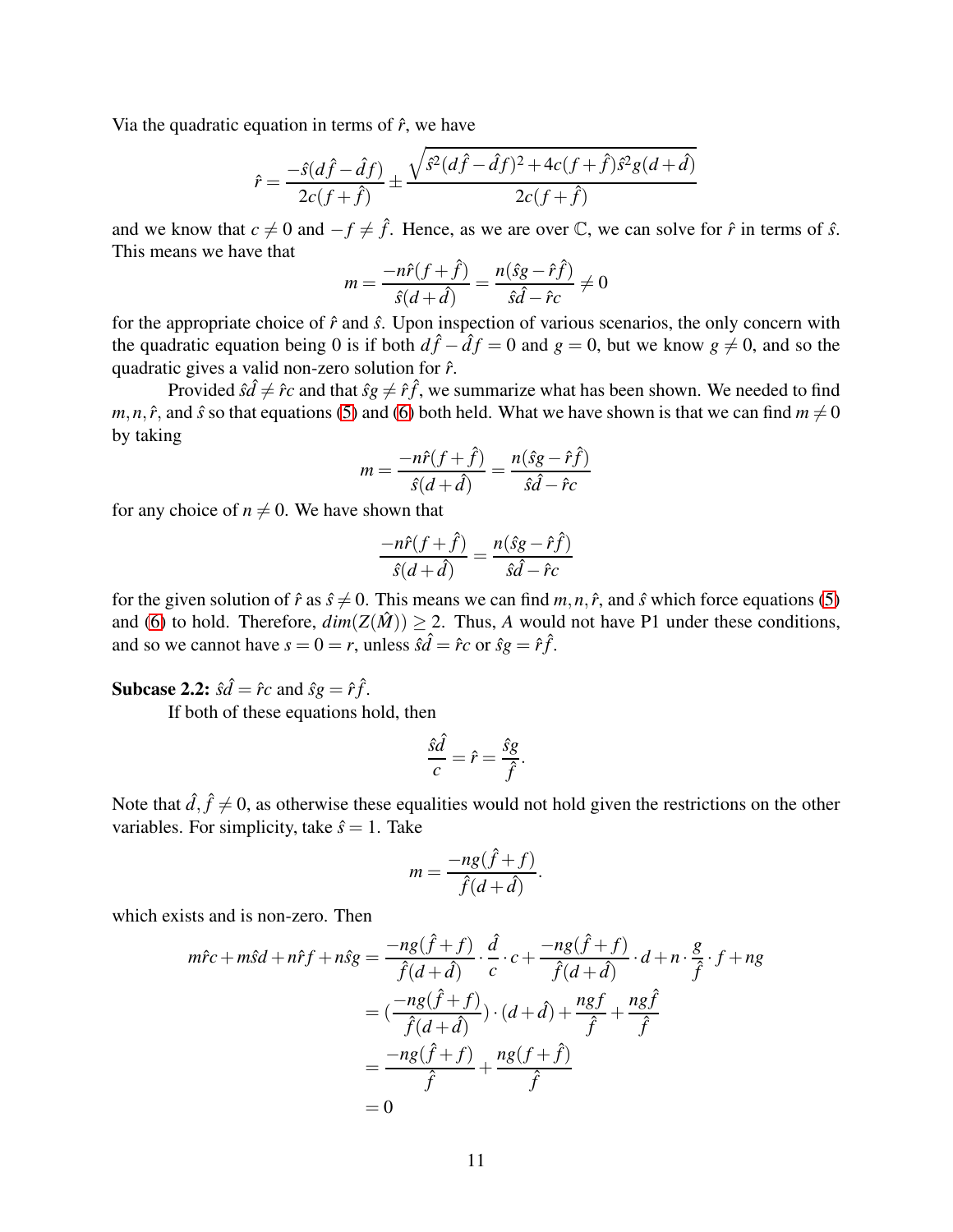Via the quadratic equation in terms of $\hat{r}$, we have

$$\hat{r} = \frac{-\hat{s}(d\hat{f} - \hat{d}f)}{2c(f+\hat{f})} \pm \frac{\sqrt{\hat{s}^2(d\hat{f} - \hat{d}f)^2 + 4c(f+\hat{f})\hat{s}^2 g(d+\hat{d})}}{2c(f+\hat{f})}$$

and we know that $c \neq 0$ and $-f \neq \hat{f}$. Hence, as we are over $\mathbb{C}$, we can solve for $\hat{r}$ in terms of $\hat{s}$. This means we have that

$$m = \frac{-n\hat{r}(f+\hat{f})}{\hat{s}(d+\hat{d})} = \frac{n(\hat{s}g - \hat{r}\hat{f})}{\hat{s}\hat{d} - \hat{r}c} \neq 0$$

for the appropriate choice of $\hat{r}$ and $\hat{s}$. Upon inspection of various scenarios, the only concern with the quadratic equation being 0 is if both $d\hat{f} - \hat{d}f = 0$ and $g = 0$, but we know $g \neq 0$, and so the quadratic gives a valid non-zero solution for $\hat{r}$.

Provided $\hat{s}\hat{d} \neq \hat{r}c$ and that $\hat{s}g \neq \hat{r}\hat{f}$, we summarize what has been shown. We needed to find $m, n, \hat{r}$, and $\hat{s}$ so that equations (5) and (6) both held. What we have shown is that we can find $m \neq 0$ by taking

$$m = \frac{-n\hat{r}(f+\hat{f})}{\hat{s}(d+\hat{d})} = \frac{n(\hat{s}g - \hat{r}\hat{f})}{\hat{s}\hat{d} - \hat{r}c}$$

for any choice of $n \neq 0$. We have shown that

$$\frac{-n\hat{r}(f+\hat{f})}{\hat{s}(d+\hat{d})} = \frac{n(\hat{s}g - \hat{r}\hat{f})}{\hat{s}\hat{d} - \hat{r}c}$$

for the given solution of $\hat{r}$ as $\hat{s} \neq 0$. This means we can find $m, n, \hat{r}$, and $\hat{s}$ which force equations (5) and (6) to hold. Therefore, $dim(Z(\hat{M})) \geq 2$. Thus, $A$ would not have P1 under these conditions, and so we cannot have $s = 0 = r$, unless $\hat{s}\hat{d} = \hat{r}c$ or $\hat{s}g = \hat{r}\hat{f}$.

**Subcase 2.2:** $\hat{s}\hat{d} = \hat{r}c$ and $\hat{s}g = \hat{r}\hat{f}$.

If both of these equations hold, then

$$\frac{\hat{s}\hat{d}}{c} = \hat{r} = \frac{\hat{s}g}{\hat{f}}.$$

Note that $\hat{d}, \hat{f} \neq 0$, as otherwise these equalities would not hold given the restrictions on the other variables. For simplicity, take $\hat{s} = 1$. Take

$$m = \frac{-ng(\hat{f}+f)}{\hat{f}(d+\hat{d})}.$$

which exists and is non-zero. Then

$$\begin{aligned}
m\hat{r}c + m\hat{s}d + n\hat{r}f + n\hat{s}g &= \frac{-ng(\hat{f}+f)}{\hat{f}(d+\hat{d})} \cdot \frac{\hat{d}}{c} \cdot c + \frac{-ng(\hat{f}+f)}{\hat{f}(d+\hat{d})} \cdot d + n \cdot \frac{g}{\hat{f}} \cdot f + ng \\
&= \left(\frac{-ng(\hat{f}+f)}{\hat{f}(d+\hat{d})}\right) \cdot (d+\hat{d}) + \frac{ngf}{\hat{f}} + \frac{ng\hat{f}}{\hat{f}} \\
&= \frac{-ng(\hat{f}+f)}{\hat{f}} + \frac{ng(f+\hat{f})}{\hat{f}} \\
&= 0
\end{aligned}$$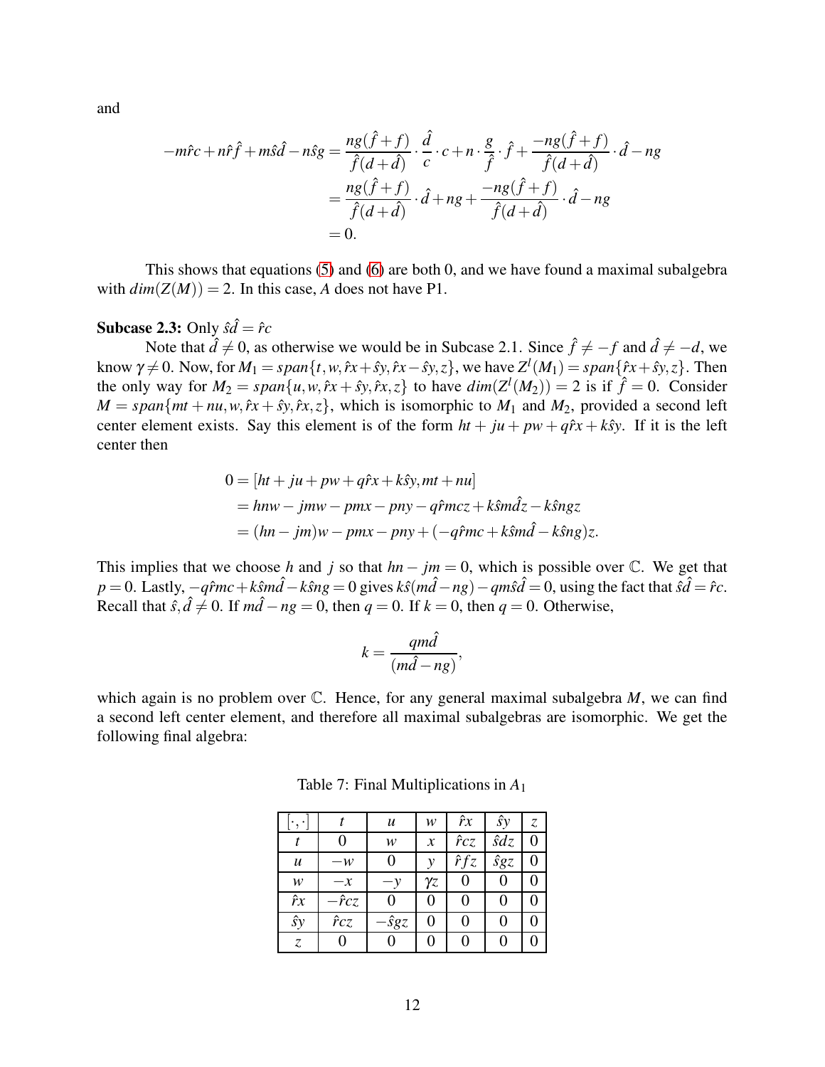and

$$
\begin{aligned}
-m\hat{r}c + n\hat{r}\hat{f} + m\hat{s}\hat{d} - n\hat{s}g &= \frac{ng(\hat{f}+f)}{\hat{f}(d+\hat{d})} \cdot \frac{\hat{d}}{c} \cdot c + n \cdot \frac{g}{\hat{f}} \cdot \hat{f} + \frac{-ng(\hat{f}+f)}{\hat{f}(d+\hat{d})} \cdot \hat{d} - ng \\
&= \frac{ng(\hat{f}+f)}{\hat{f}(d+\hat{d})} \cdot \hat{d} + ng + \frac{-ng(\hat{f}+f)}{\hat{f}(d+\hat{d})} \cdot \hat{d} - ng \\
&= 0.
\end{aligned}
$$

This shows that equations (5) and (6) are both 0, and we have found a maximal subalgebra with $dim(Z(M)) = 2$. In this case, $A$ does not have P1.

**Subcase 2.3:** Only $\hat{s}\hat{d} = \hat{r}c$

Note that $\hat{d} \neq 0$, as otherwise we would be in Subcase 2.1. Since $\hat{f} \neq -f$ and $\hat{d} \neq -d$, we know $\gamma \neq 0$. Now, for $M_1 = span\{t, w, \hat{r}x + \hat{s}y, \hat{r}x - \hat{s}y, z\}$, we have $Z^l(M_1) = span\{\hat{r}x + \hat{s}y, z\}$. Then the only way for $M_2 = span\{u, w, \hat{r}x + \hat{s}y, \hat{r}x, z\}$ to have $dim(Z^l(M_2)) = 2$ is if $\hat{f} = 0$. Consider $M = span\{mt + nu, w, \hat{r}x + \hat{s}y, \hat{r}x, z, \}$, which is isomorphic to $M_1$ and $M_2$, provided a second left center element exists. Say this element is of the form $ht + ju + pw + q\hat{r}x + k\hat{s}y$. If it is the left center then

$$
\begin{aligned}
0 &= [ht + ju + pw + q\hat{r}x + k\hat{s}y, mt + nu] \\
&= hnw - jmw - pmx - pny - q\hat{r}mcz + k\hat{s}m\hat{d}z - k\hat{s}ngz \\
&= (hn - jm)w - pmx - pny + (-q\hat{r}mc + k\hat{s}m\hat{d} - k\hat{s}ng)z.
\end{aligned}
$$

This implies that we choose $h$ and $j$ so that $hn - jm = 0$, which is possible over $\mathbb{C}$. We get that $p = 0$. Lastly, $-q\hat{r}mc + k\hat{s}m\hat{d} - k\hat{s}ng = 0$ gives $k\hat{s}(m\hat{d} - ng) - qm\hat{s}\hat{d} = 0$, using the fact that $\hat{s}\hat{d} = \hat{r}c$. Recall that $\hat{s}, \hat{d} \neq 0$. If $m\hat{d} - ng = 0$, then $q = 0$. If $k = 0$, then $q = 0$. Otherwise,

$$
k = \frac{qm\hat{d}}{(m\hat{d} - ng)},
$$

which again is no problem over $\mathbb{C}$. Hence, for any general maximal subalgebra $M$, we can find a second left center element, and therefore all maximal subalgebras are isomorphic. We get the following final algebra:

Table 7: Final Multiplications in $A_1$

| $[\cdot,\cdot]$ | $t$ | $u$ | $w$ | $\hat{r}x$ | $\hat{s}y$ | $z$ |
|---|---|---|---|---|---|---|
| $t$ | 0 | $w$ | $x$ | $\hat{r}cz$ | $\hat{s}dz$ | 0 |
| $u$ | $-w$ | 0 | $y$ | $\hat{r}fz$ | $\hat{s}gz$ | 0 |
| $w$ | $-x$ | $-y$ | $\gamma z$ | 0 | 0 | 0 |
| $\hat{r}x$ | $-\hat{r}cz$ | 0 | 0 | 0 | 0 | 0 |
| $\hat{s}y$ | $\hat{r}cz$ | $-\hat{s}gz$ | 0 | 0 | 0 | 0 |
| $z$ | 0 | 0 | 0 | 0 | 0 | 0 |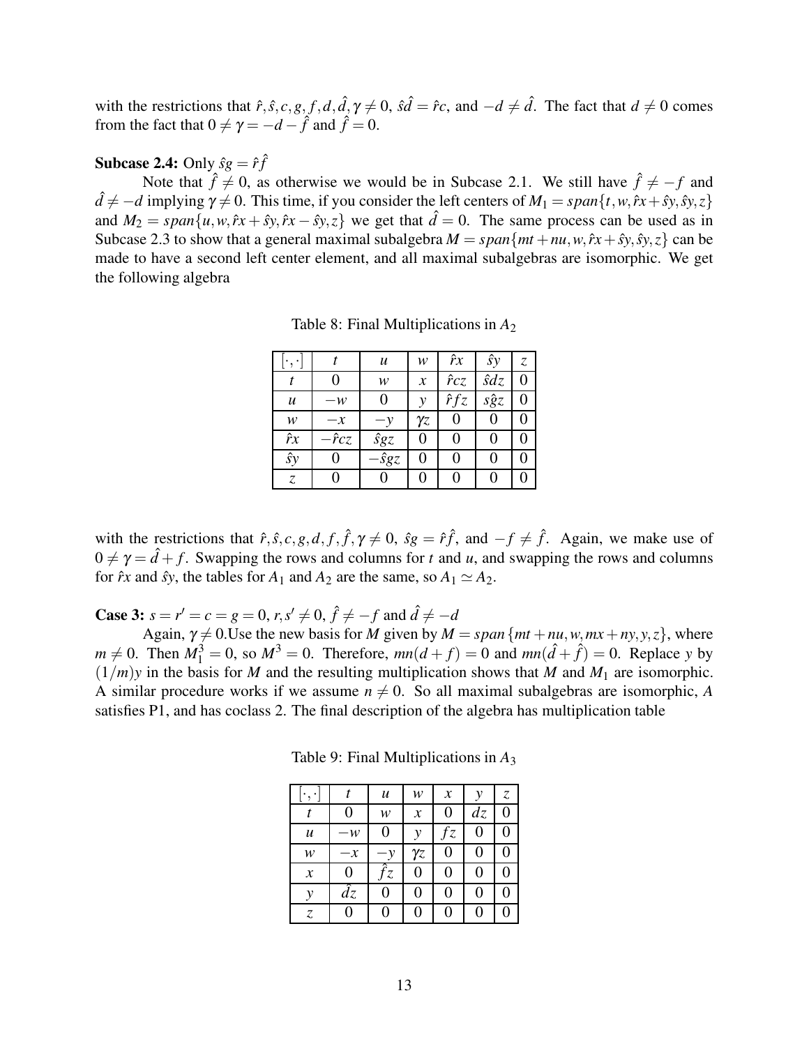with the restrictions that $\hat{r}, \hat{s}, c, g, f, d, \hat{d}, \gamma \neq 0$, $\hat{s}\hat{d} = \hat{r}c$, and $-d \neq \hat{d}$. The fact that $d \neq 0$ comes from the fact that $0 \neq \gamma = -d - \hat{f}$ and $\hat{f} = 0$.

**Subcase 2.4:** Only $\hat{s}g = \hat{r}\hat{f}$

Note that $\hat{f} \neq 0$, as otherwise we would be in Subcase 2.1. We still have $\hat{f} \neq -f$ and $\hat{d} \neq -d$ implying $\gamma \neq 0$. This time, if you consider the left centers of $M_1 = span\{t, w, \hat{r}x + \hat{s}y, \hat{s}y, z\}$ and $M_2 = span\{u, w, \hat{r}x + \hat{s}y, \hat{r}x - \hat{s}y, z\}$ we get that $\hat{d} = 0$. The same process can be used as in Subcase 2.3 to show that a general maximal subalgebra $M = span\{mt + nu, w, \hat{r}x + \hat{s}y, \hat{s}y, z\}$ can be made to have a second left center element, and all maximal subalgebras are isomorphic. We get the following algebra

Table 8: Final Multiplications in $A_2$

| $[\cdot,\cdot]$ | $t$ | $u$ | $w$ | $\hat{r}x$ | $\hat{s}y$ | $z$ |
|---|---|---|---|---|---|---|
| $t$ | 0 | $w$ | $x$ | $\hat{r}cz$ | $\hat{s}dz$ | 0 |
| $u$ | $-w$ | 0 | $y$ | $\hat{r}fz$ | $s\hat{g}z$ | 0 |
| $w$ | $-x$ | $-y$ | $\gamma z$ | 0 | 0 | 0 |
| $\hat{r}x$ | $-\hat{r}cz$ | $\hat{s}gz$ | 0 | 0 | 0 | 0 |
| $\hat{s}y$ | 0 | $-\hat{s}gz$ | 0 | 0 | 0 | 0 |
| $z$ | 0 | 0 | 0 | 0 | 0 | 0 |

with the restrictions that $\hat{r}, \hat{s}, c, g, d, f, \hat{f}, \gamma \neq 0$, $\hat{s}g = \hat{r}\hat{f}$, and $-f \neq \hat{f}$. Again, we make use of $0 \neq \gamma = \hat{d} + f$. Swapping the rows and columns for $t$ and $u$, and swapping the rows and columns for $\hat{r}x$ and $\hat{s}y$, the tables for $A_1$ and $A_2$ are the same, so $A_1 \simeq A_2$.

**Case 3:** $s = r' = c = g = 0$, $r, s' \neq 0$, $\hat{f} \neq -f$ and $\hat{d} \neq -d$

Again, $\gamma \neq 0$.Use the new basis for $M$ given by $M = span\{mt + nu, w, mx + ny, y, z\}$, where $m \neq 0$. Then $M_1^3 = 0$, so $M^3 = 0$. Therefore, $mn(d + f) = 0$ and $mn(\hat{d} + \hat{f}) = 0$. Replace $y$ by $(1/m)y$ in the basis for $M$ and the resulting multiplication shows that $M$ and $M_1$ are isomorphic. A similar procedure works if we assume $n \neq 0$. So all maximal subalgebras are isomorphic, $A$ satisfies P1, and has coclass 2. The final description of the algebra has multiplication table

Table 9: Final Multiplications in $A_3$

| $[\cdot,\cdot]$ | $t$ | $u$ | $w$ | $x$ | $y$ | $z$ |
|---|---|---|---|---|---|---|
| $t$ | 0 | $w$ | $x$ | 0 | $dz$ | 0 |
| $u$ | $-w$ | 0 | $y$ | $fz$ | 0 | 0 |
| $w$ | $-x$ | $-y$ | $\gamma z$ | 0 | 0 | 0 |
| $x$ | 0 | $\hat{f}z$ | 0 | 0 | 0 | 0 |
| $y$ | $\hat{d}z$ | 0 | 0 | 0 | 0 | 0 |
| $z$ | 0 | 0 | 0 | 0 | 0 | 0 |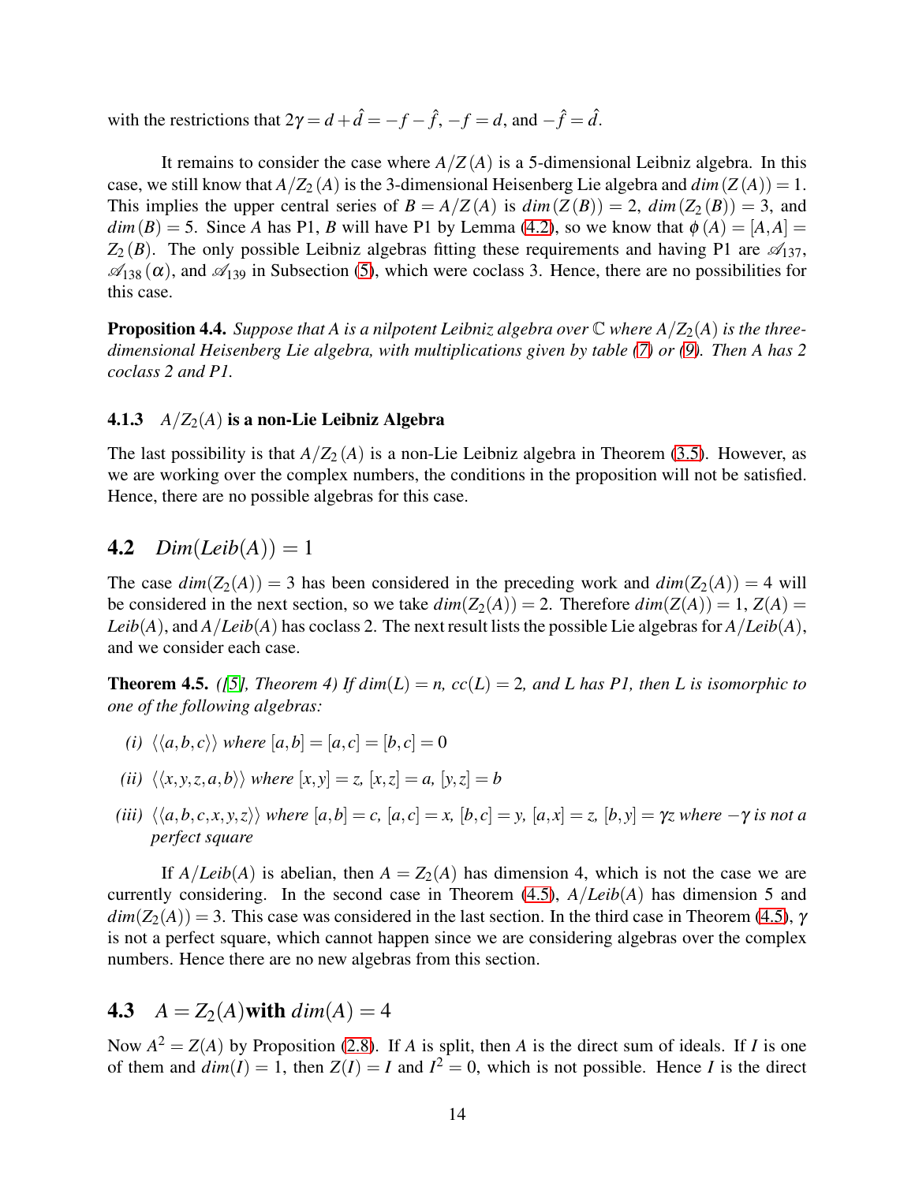with the restrictions that $2\gamma = d + \hat{d} = -f - \hat{f}$, $-f = d$, and $-\hat{f} = \hat{d}$.

It remains to consider the case where $A/Z(A)$ is a 5-dimensional Leibniz algebra. In this case, we still know that $A/Z_2(A)$ is the 3-dimensional Heisenberg Lie algebra and $dim(Z(A)) = 1$. This implies the upper central series of $B = A/Z(A)$ is $dim(Z(B)) = 2$, $dim(Z_2(B)) = 3$, and $dim(B) = 5$. Since $A$ has P1, $B$ will have P1 by Lemma (4.2), so we know that $\phi(A) = [A,A] = Z_2(B)$. The only possible Leibniz algebras fitting these requirements and having P1 are $\mathscr{A}_{137}$, $\mathscr{A}_{138}(\alpha)$, and $\mathscr{A}_{139}$ in Subsection (5), which were coclass 3. Hence, there are no possibilities for this case.

**Proposition 4.4.** *Suppose that A is a nilpotent Leibniz algebra over $\mathbb{C}$ where $A/Z_2(A)$ is the three-dimensional Heisenberg Lie algebra, with multiplications given by table (7) or (9). Then A has 2 coclass 2 and P1.*

#### 4.1.3 $A/Z_2(A)$ is a non-Lie Leibniz Algebra

The last possibility is that $A/Z_2(A)$ is a non-Lie Leibniz algebra in Theorem (3.5). However, as we are working over the complex numbers, the conditions in the proposition will not be satisfied. Hence, there are no possible algebras for this case.

## 4.2 $Dim(Leib(A)) = 1$

The case $dim(Z_2(A)) = 3$ has been considered in the preceding work and $dim(Z_2(A)) = 4$ will be considered in the next section, so we take $dim(Z_2(A)) = 2$. Therefore $dim(Z(A)) = 1$, $Z(A) = Leib(A)$, and $A/Leib(A)$ has coclass 2. The next result lists the possible Lie algebras for $A/Leib(A)$, and we consider each case.

**Theorem 4.5.** *([5], Theorem 4) If $dim(L) = n$, $cc(L) = 2$, and L has P1, then L is isomorphic to one of the following algebras:*

*(i)* $\langle\langle a,b,c \rangle\rangle$ *where* $[a,b] = [a,c] = [b,c] = 0$

*(ii)* $\langle\langle x,y,z,a,b \rangle\rangle$ *where* $[x,y] = z$, $[x,z] = a$, $[y,z] = b$

*(iii)* $\langle\langle a,b,c,x,y,z \rangle\rangle$ *where* $[a,b] = c$, $[a,c] = x$, $[b,c] = y$, $[a,x] = z$, $[b,y] = \gamma z$ *where* $-\gamma$ *is not a perfect square*

If $A/Leib(A)$ is abelian, then $A = Z_2(A)$ has dimension 4, which is not the case we are currently considering. In the second case in Theorem (4.5), $A/Leib(A)$ has dimension 5 and $dim(Z_2(A)) = 3$. This case was considered in the last section. In the third case in Theorem (4.5), $\gamma$ is not a perfect square, which cannot happen since we are considering algebras over the complex numbers. Hence there are no new algebras from this section.

## 4.3 $A = Z_2(A)$ with $dim(A) = 4$

Now $A^2 = Z(A)$ by Proposition (2.8). If $A$ is split, then $A$ is the direct sum of ideals. If $I$ is one of them and $dim(I) = 1$, then $Z(I) = I$ and $I^2 = 0$, which is not possible. Hence $I$ is the direct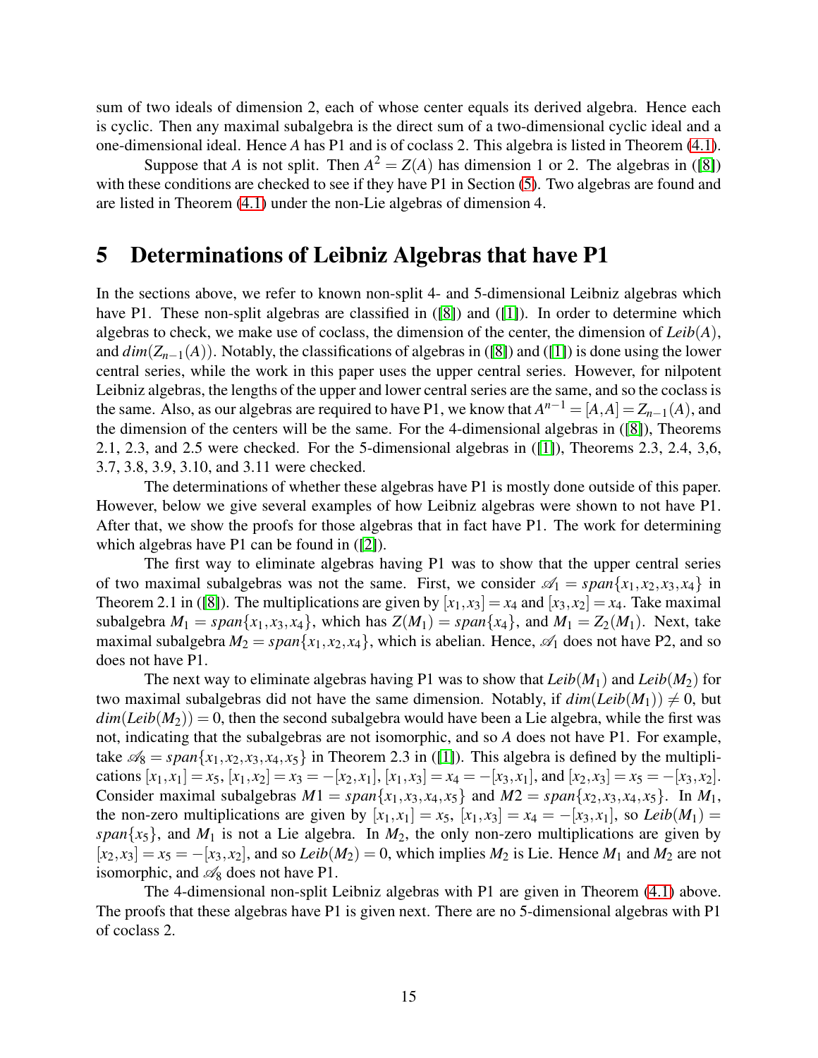sum of two ideals of dimension 2, each of whose center equals its derived algebra. Hence each is cyclic. Then any maximal subalgebra is the direct sum of a two-dimensional cyclic ideal and a one-dimensional ideal. Hence $A$ has P1 and is of coclass 2. This algebra is listed in Theorem (4.1).

Suppose that $A$ is not split. Then $A^2 = Z(A)$ has dimension 1 or 2. The algebras in ([8]) with these conditions are checked to see if they have P1 in Section (5). Two algebras are found and are listed in Theorem (4.1) under the non-Lie algebras of dimension 4.

# 5 Determinations of Leibniz Algebras that have P1

In the sections above, we refer to known non-split 4- and 5-dimensional Leibniz algebras which have P1. These non-split algebras are classified in ([8]) and ([1]). In order to determine which algebras to check, we make use of coclass, the dimension of the center, the dimension of $Leib(A)$, and $dim(Z_{n-1}(A))$. Notably, the classifications of algebras in ([8]) and ([1]) is done using the lower central series, while the work in this paper uses the upper central series. However, for nilpotent Leibniz algebras, the lengths of the upper and lower central series are the same, and so the coclass is the same. Also, as our algebras are required to have P1, we know that $A^{n-1} = [A,A] = Z_{n-1}(A)$, and the dimension of the centers will be the same. For the 4-dimensional algebras in ([8]), Theorems 2.1, 2.3, and 2.5 were checked. For the 5-dimensional algebras in ([1]), Theorems 2.3, 2.4, 3,6, 3.7, 3.8, 3.9, 3.10, and 3.11 were checked.

The determinations of whether these algebras have P1 is mostly done outside of this paper. However, below we give several examples of how Leibniz algebras were shown to not have P1. After that, we show the proofs for those algebras that in fact have P1. The work for determining which algebras have P1 can be found in ([2]).

The first way to eliminate algebras having P1 was to show that the upper central series of two maximal subalgebras was not the same. First, we consider $\mathscr{A}_1 = span\{x_1,x_2,x_3,x_4\}$ in Theorem 2.1 in ([8]). The multiplications are given by $[x_1,x_3] = x_4$ and $[x_3,x_2] = x_4$. Take maximal subalgebra $M_1 = span\{x_1,x_3,x_4\}$, which has $Z(M_1) = span\{x_4\}$, and $M_1 = Z_2(M_1)$. Next, take maximal subalgebra $M_2 = span\{x_1,x_2,x_4\}$, which is abelian. Hence, $\mathscr{A}_1$ does not have P2, and so does not have P1.

The next way to eliminate algebras having P1 was to show that $Leib(M_1)$ and $Leib(M_2)$ for two maximal subalgebras did not have the same dimension. Notably, if $dim(Leib(M_1)) \neq 0$, but $dim(Leib(M_2)) = 0$, then the second subalgebra would have been a Lie algebra, while the first was not, indicating that the subalgebras are not isomorphic, and so $A$ does not have P1. For example, take $\mathscr{A}_8 = span\{x_1,x_2,x_3,x_4,x_5\}$ in Theorem 2.3 in ([1]). This algebra is defined by the multiplications $[x_1,x_1] = x_5$, $[x_1,x_2] = x_3 = -[x_2,x_1]$, $[x_1,x_3] = x_4 = -[x_3,x_1]$, and $[x_2,x_3] = x_5 = -[x_3,x_2]$. Consider maximal subalgebras $M1 = span\{x_1,x_3,x_4,x_5\}$ and $M2 = span\{x_2,x_3,x_4,x_5\}$. In $M_1$, the non-zero multiplications are given by $[x_1,x_1] = x_5$, $[x_1,x_3] = x_4 = -[x_3,x_1]$, so $Leib(M_1) = span\{x_5\}$, and $M_1$ is not a Lie algebra. In $M_2$, the only non-zero multiplications are given by $[x_2,x_3] = x_5 = -[x_3,x_2]$, and so $Leib(M_2) = 0$, which implies $M_2$ is Lie. Hence $M_1$ and $M_2$ are not isomorphic, and $\mathscr{A}_8$ does not have P1.

The 4-dimensional non-split Leibniz algebras with P1 are given in Theorem (4.1) above. The proofs that these algebras have P1 is given next. There are no 5-dimensional algebras with P1 of coclass 2.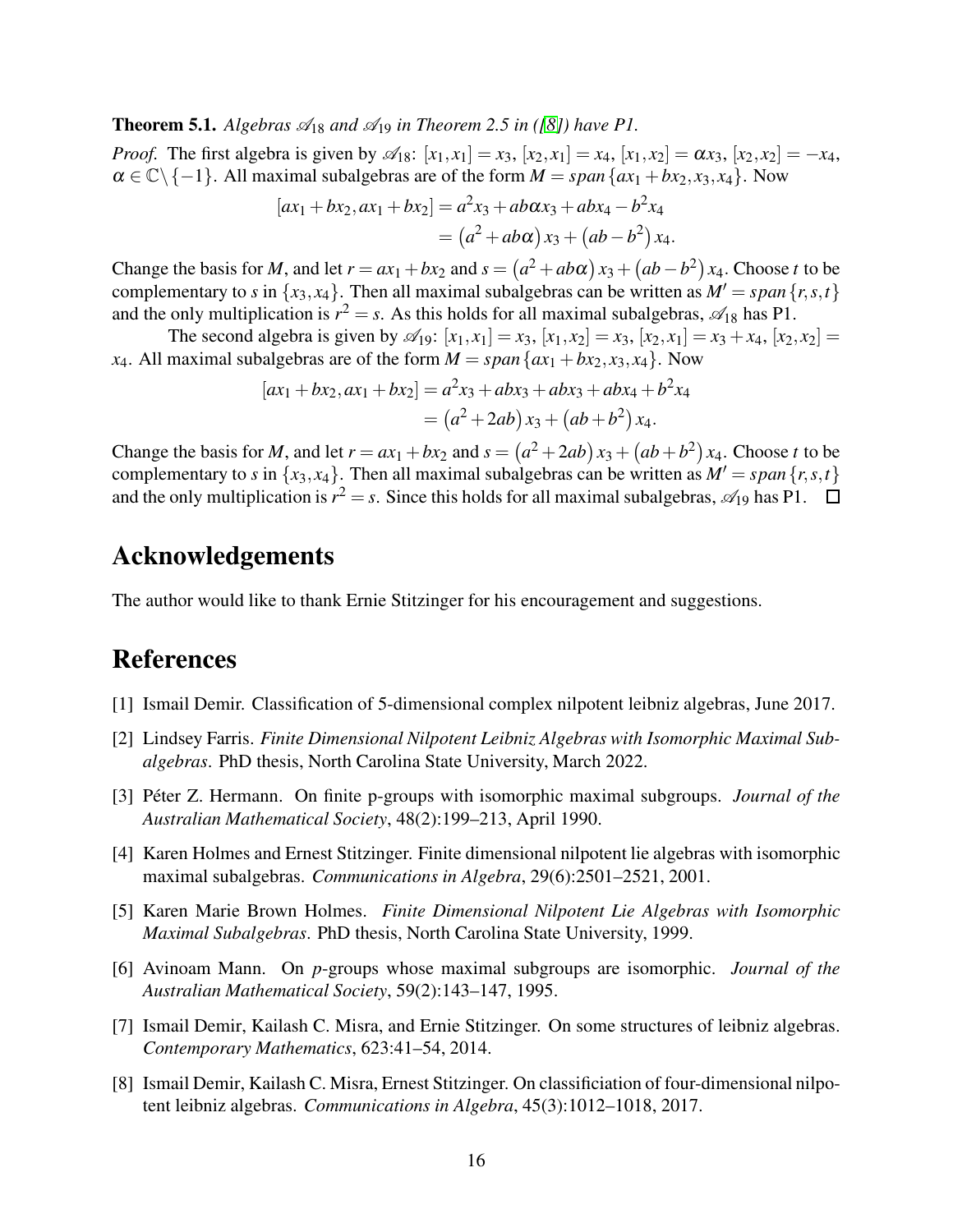**Theorem 5.1.** *Algebras $\mathscr{A}_{18}$ and $\mathscr{A}_{19}$ in Theorem 2.5 in ([8]) have P1.*

*Proof.* The first algebra is given by $\mathscr{A}_{18}$: $[x_1,x_1] = x_3$, $[x_2,x_1] = x_4$, $[x_1,x_2] = \alpha x_3$, $[x_2,x_2] = -x_4$, $\alpha \in \mathbb{C}\setminus\{-1\}$. All maximal subalgebras are of the form $M = span\{ax_1 + bx_2, x_3, x_4\}$. Now

$$\begin{aligned}
[ax_1 + bx_2, ax_1 + bx_2] &= a^2x_3 + ab\alpha x_3 + abx_4 - b^2x_4 \\
&= \left(a^2 + ab\alpha\right)x_3 + \left(ab - b^2\right)x_4.
\end{aligned}$$

Change the basis for $M$, and let $r = ax_1 + bx_2$ and $s = \left(a^2 + ab\alpha\right)x_3 + \left(ab - b^2\right)x_4$. Choose $t$ to be complementary to $s$ in $\{x_3, x_4\}$. Then all maximal subalgebras can be written as $M' = span\{r,s,t\}$ and the only multiplication is $r^2 = s$. As this holds for all maximal subalgebras, $\mathscr{A}_{18}$ has P1.

The second algebra is given by $\mathscr{A}_{19}$: $[x_1,x_1] = x_3$, $[x_1,x_2] = x_3$, $[x_2,x_1] = x_3 + x_4$, $[x_2,x_2] = x_4$. All maximal subalgebras are of the form $M = span\{ax_1 + bx_2, x_3, x_4\}$. Now

$$\begin{aligned}
[ax_1 + bx_2, ax_1 + bx_2] &= a^2x_3 + abx_3 + abx_3 + abx_4 + b^2x_4 \\
&= \left(a^2 + 2ab\right)x_3 + \left(ab + b^2\right)x_4.
\end{aligned}$$

Change the basis for $M$, and let $r = ax_1 + bx_2$ and $s = \left(a^2 + 2ab\right)x_3 + \left(ab + b^2\right)x_4$. Choose $t$ to be complementary to $s$ in $\{x_3, x_4\}$. Then all maximal subalgebras can be written as $M' = span\{r,s,t\}$ and the only multiplication is $r^2 = s$. Since this holds for all maximal subalgebras, $\mathscr{A}_{19}$ has P1. ☐

## Acknowledgements

The author would like to thank Ernie Stitzinger for his encouragement and suggestions.

## References

[1] Ismail Demir. Classification of 5-dimensional complex nilpotent leibniz algebras, June 2017.

[2] Lindsey Farris. *Finite Dimensional Nilpotent Leibniz Algebras with Isomorphic Maximal Subalgebras*. PhD thesis, North Carolina State University, March 2022.

[3] Péter Z. Hermann. On finite p-groups with isomorphic maximal subgroups. *Journal of the Australian Mathematical Society*, 48(2):199–213, April 1990.

[4] Karen Holmes and Ernest Stitzinger. Finite dimensional nilpotent lie algebras with isomorphic maximal subalgebras. *Communications in Algebra*, 29(6):2501–2521, 2001.

[5] Karen Marie Brown Holmes. *Finite Dimensional Nilpotent Lie Algebras with Isomorphic Maximal Subalgebras*. PhD thesis, North Carolina State University, 1999.

[6] Avinoam Mann. On *p*-groups whose maximal subgroups are isomorphic. *Journal of the Australian Mathematical Society*, 59(2):143–147, 1995.

[7] Ismail Demir, Kailash C. Misra, and Ernie Stitzinger. On some structures of leibniz algebras. *Contemporary Mathematics*, 623:41–54, 2014.

[8] Ismail Demir, Kailash C. Misra, Ernest Stitzinger. On classificiation of four-dimensional nilpotent leibniz algebras. *Communications in Algebra*, 45(3):1012–1018, 2017.